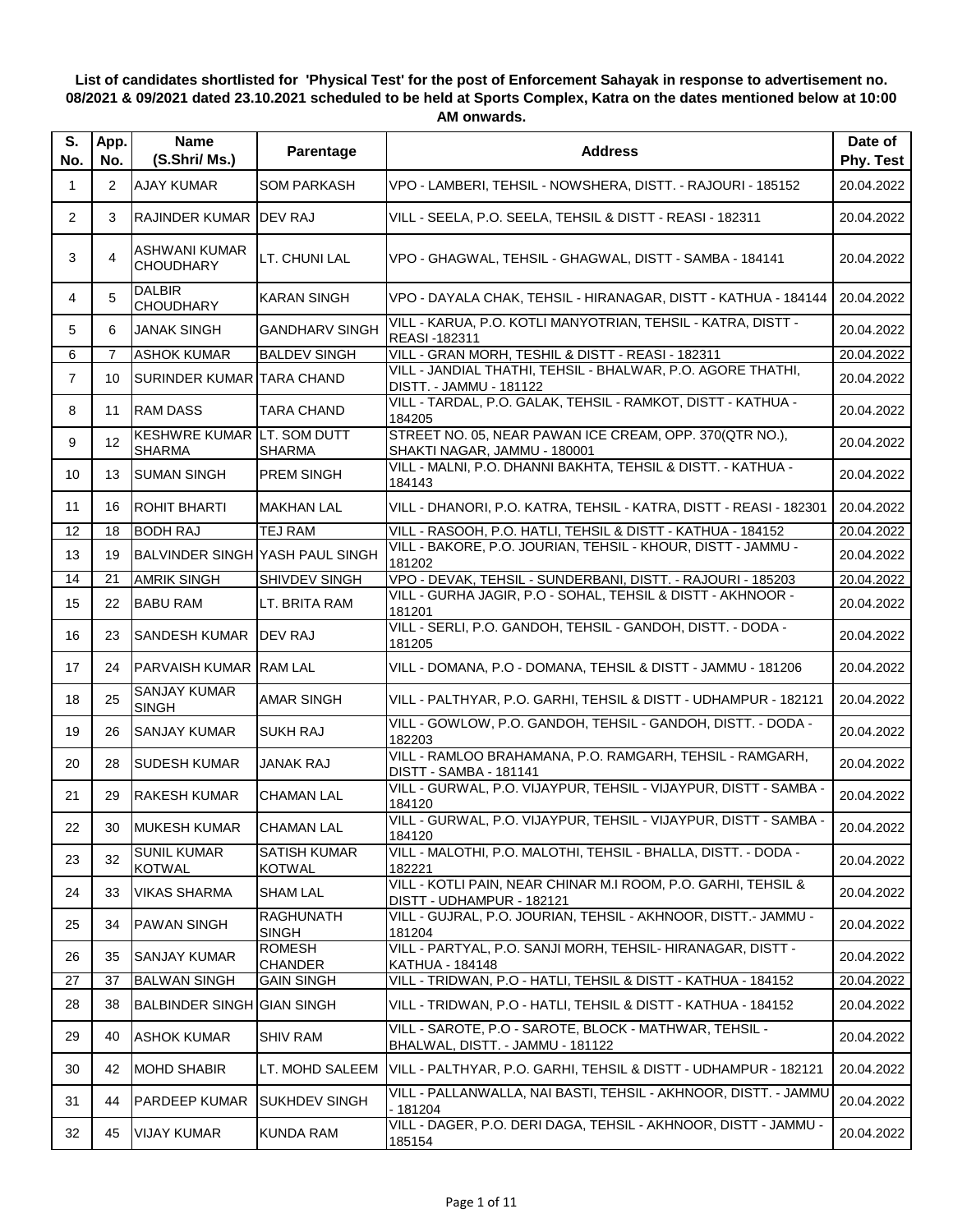**List of candidates shortlisted for 'Physical Test' for the post of Enforcement Sahayak in response to advertisement no. 08/2021 & 09/2021 dated 23.10.2021 scheduled to be held at Sports Complex, Katra on the dates mentioned below at 10:00 AM onwards.**

| S. No. | App. No. | Name (S.Shri/ Ms.) | Parentage | Address | Date of Phy. Test |
|---|---|---|---|---|---|
| 1 | 2 | AJAY KUMAR | SOM PARKASH | VPO - LAMBERI, TEHSIL - NOWSHERA, DISTT. - RAJOURI - 185152 | 20.04.2022 |
| 2 | 3 | RAJINDER KUMAR | DEV RAJ | VILL - SEELA, P.O. SEELA, TEHSIL & DISTT - REASI - 182311 | 20.04.2022 |
| 3 | 4 | ASHWANI KUMAR CHOUDHARY | LT. CHUNI LAL | VPO - GHAGWAL, TEHSIL - GHAGWAL, DISTT - SAMBA - 184141 | 20.04.2022 |
| 4 | 5 | DALBIR CHOUDHARY | KARAN SINGH | VPO - DAYALA CHAK, TEHSIL - HIRANAGAR, DISTT - KATHUA - 184144 | 20.04.2022 |
| 5 | 6 | JANAK SINGH | GANDHARV SINGH | VILL - KARUA, P.O. KOTLI MANYOTRIAN, TEHSIL - KATRA, DISTT - REASI -182311 | 20.04.2022 |
| 6 | 7 | ASHOK KUMAR | BALDEV SINGH | VILL - GRAN MORH, TESHIL & DISTT - REASI - 182311 | 20.04.2022 |
| 7 | 10 | SURINDER KUMAR | TARA CHAND | VILL - JANDIAL THATHI, TEHSIL - BHALWAR, P.O. AGORE THATHI, DISTT. - JAMMU - 181122 | 20.04.2022 |
| 8 | 11 | RAM DASS | TARA CHAND | VILL - TARDAL, P.O. GALAK, TEHSIL - RAMKOT, DISTT - KATHUA - 184205 | 20.04.2022 |
| 9 | 12 | KESHWRE KUMAR SHARMA | LT. SOM DUTT SHARMA | STREET NO. 05, NEAR PAWAN ICE CREAM, OPP. 370(QTR NO.), SHAKTI NAGAR, JAMMU - 180001 | 20.04.2022 |
| 10 | 13 | SUMAN SINGH | PREM SINGH | VILL - MALNI, P.O. DHANNI BAKHTA, TEHSIL & DISTT. - KATHUA - 184143 | 20.04.2022 |
| 11 | 16 | ROHIT BHARTI | MAKHAN LAL | VILL - DHANORI, P.O. KATRA, TEHSIL - KATRA, DISTT - REASI - 182301 | 20.04.2022 |
| 12 | 18 | BODH RAJ | TEJ RAM | VILL - RASOOH, P.O. HATLI, TEHSIL & DISTT - KATHUA - 184152 | 20.04.2022 |
| 13 | 19 | BALVINDER SINGH | YASH PAUL SINGH | VILL - BAKORE, P.O. JOURIAN, TEHSIL - KHOUR, DISTT - JAMMU - 181202 | 20.04.2022 |
| 14 | 21 | AMRIK SINGH | SHIVDEV SINGH | VPO - DEVAK, TEHSIL - SUNDERBANI, DISTT. - RAJOURI - 185203 | 20.04.2022 |
| 15 | 22 | BABU RAM | LT. BRITA RAM | VILL - GURHA JAGIR, P.O - SOHAL, TEHSIL & DISTT - AKHNOOR - 181201 | 20.04.2022 |
| 16 | 23 | SANDESH KUMAR | DEV RAJ | VILL - SERLI, P.O. GANDOH, TEHSIL - GANDOH, DISTT. - DODA - 181205 | 20.04.2022 |
| 17 | 24 | PARVAISH KUMAR | RAM LAL | VILL - DOMANA, P.O - DOMANA, TEHSIL & DISTT - JAMMU - 181206 | 20.04.2022 |
| 18 | 25 | SANJAY KUMAR SINGH | AMAR SINGH | VILL - PALTHYAR, P.O. GARHI, TEHSIL & DISTT - UDHAMPUR - 182121 | 20.04.2022 |
| 19 | 26 | SANJAY KUMAR | SUKH RAJ | VILL - GOWLOW, P.O. GANDOH, TEHSIL - GANDOH, DISTT. - DODA - 182203 | 20.04.2022 |
| 20 | 28 | SUDESH KUMAR | JANAK RAJ | VILL - RAMLOO BRAHAMANA, P.O. RAMGARH, TEHSIL - RAMGARH, DISTT - SAMBA - 181141 | 20.04.2022 |
| 21 | 29 | RAKESH KUMAR | CHAMAN LAL | VILL - GURWAL, P.O. VIJAYPUR, TEHSIL - VIJAYPUR, DISTT - SAMBA - 184120 | 20.04.2022 |
| 22 | 30 | MUKESH KUMAR | CHAMAN LAL | VILL - GURWAL, P.O. VIJAYPUR, TEHSIL - VIJAYPUR, DISTT - SAMBA - 184120 | 20.04.2022 |
| 23 | 32 | SUNIL KUMAR KOTWAL | SATISH KUMAR KOTWAL | VILL - MALOTHI, P.O. MALOTHI, TEHSIL - BHALLA, DISTT. - DODA - 182221 | 20.04.2022 |
| 24 | 33 | VIKAS SHARMA | SHAM LAL | VILL - KOTLI PAIN, NEAR CHINAR M.I ROOM, P.O. GARHI, TEHSIL & DISTT - UDHAMPUR - 182121 | 20.04.2022 |
| 25 | 34 | PAWAN SINGH | RAGHUNATH SINGH | VILL - GUJRAL, P.O. JOURIAN, TEHSIL - AKHNOOR, DISTT.- JAMMU - 181204 | 20.04.2022 |
| 26 | 35 | SANJAY KUMAR | ROMESH CHANDER | VILL - PARTYAL, P.O. SANJI MORH, TEHSIL- HIRANAGAR, DISTT - KATHUA - 184148 | 20.04.2022 |
| 27 | 37 | BALWAN SINGH | GAIN SINGH | VILL - TRIDWAN, P.O - HATLI, TEHSIL & DISTT - KATHUA - 184152 | 20.04.2022 |
| 28 | 38 | BALBINDER SINGH | GIAN SINGH | VILL - TRIDWAN, P.O - HATLI, TEHSIL & DISTT - KATHUA - 184152 | 20.04.2022 |
| 29 | 40 | ASHOK KUMAR | SHIV RAM | VILL - SAROTE, P.O - SAROTE, BLOCK - MATHWAR, TEHSIL - BHALWAL, DISTT. - JAMMU - 181122 | 20.04.2022 |
| 30 | 42 | MOHD SHABIR | LT. MOHD SALEEM | VILL - PALTHYAR, P.O. GARHI, TEHSIL & DISTT - UDHAMPUR - 182121 | 20.04.2022 |
| 31 | 44 | PARDEEP KUMAR | SUKHDEV SINGH | VILL - PALLANWALLA, NAI BASTI, TEHSIL - AKHNOOR, DISTT. - JAMMU - 181204 | 20.04.2022 |
| 32 | 45 | VIJAY KUMAR | KUNDA RAM | VILL - DAGER, P.O. DERI DAGA, TEHSIL - AKHNOOR, DISTT - JAMMU - 185154 | 20.04.2022 |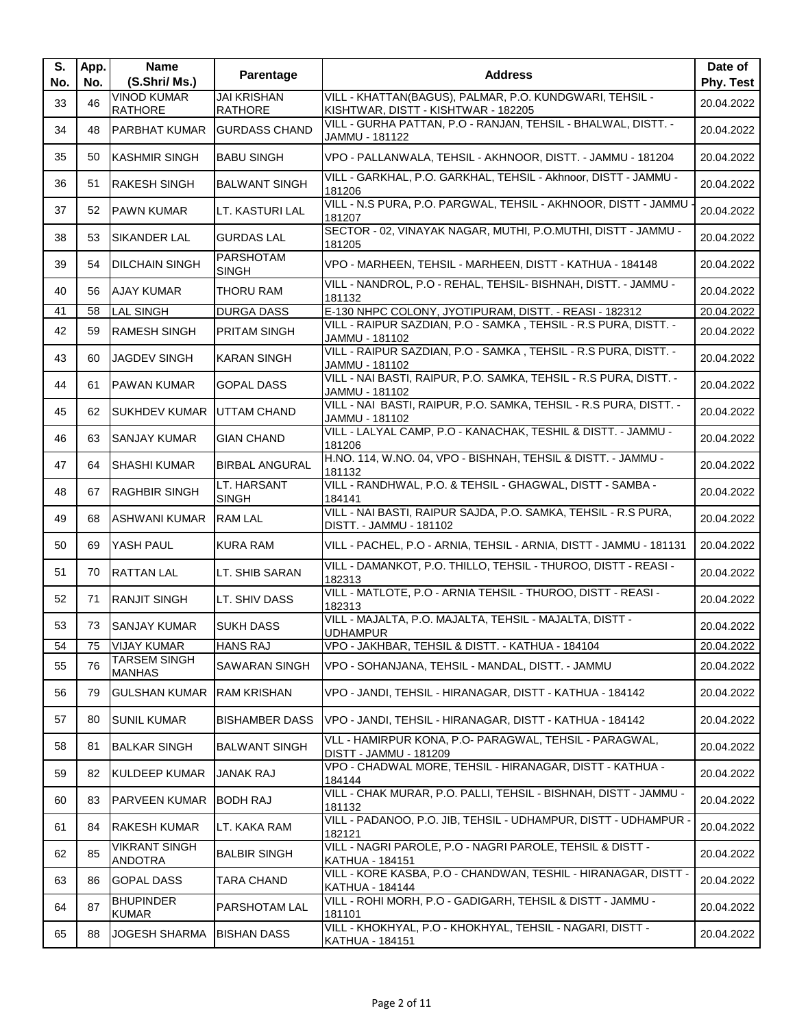| S. No. | App. No. | Name (S.Shri/ Ms.) | Parentage | Address | Date of Phy. Test |
|---|---|---|---|---|---|
| 33 | 46 | VINOD KUMAR RATHORE | JAI KRISHAN RATHORE | VILL - KHATTAN(BAGUS), PALMAR, P.O. KUNDGWARI, TEHSIL - KISHTWAR, DISTT - KISHTWAR - 182205 | 20.04.2022 |
| 34 | 48 | PARBHAT KUMAR | GURDASS CHAND | VILL - GURHA PATTAN, P.O - RANJAN, TEHSIL - BHALWAL, DISTT. - JAMMU - 181122 | 20.04.2022 |
| 35 | 50 | KASHMIR SINGH | BABU SINGH | VPO - PALLANWALA, TEHSIL - AKHNOOR, DISTT. - JAMMU - 181204 | 20.04.2022 |
| 36 | 51 | RAKESH SINGH | BALWANT SINGH | VILL - GARKHAL, P.O. GARKHAL, TEHSIL - Akhnoor, DISTT - JAMMU - 181206 | 20.04.2022 |
| 37 | 52 | PAWN KUMAR | LT. KASTURI LAL | VILL - N.S PURA, P.O. PARGWAL, TEHSIL - AKHNOOR, DISTT - JAMMU - 181207 | 20.04.2022 |
| 38 | 53 | SIKANDER LAL | GURDAS LAL | SECTOR - 02, VINAYAK NAGAR, MUTHI, P.O.MUTHI, DISTT - JAMMU - 181205 | 20.04.2022 |
| 39 | 54 | DILCHAIN SINGH | PARSHOTAM SINGH | VPO - MARHEEN, TEHSIL - MARHEEN, DISTT - KATHUA - 184148 | 20.04.2022 |
| 40 | 56 | AJAY KUMAR | THORU RAM | VILL - NANDROL, P.O - REHAL, TEHSIL- BISHNAH, DISTT. - JAMMU - 181132 | 20.04.2022 |
| 41 | 58 | LAL SINGH | DURGA DASS | E-130 NHPC COLONY, JYOTIPURAM, DISTT. - REASI - 182312 | 20.04.2022 |
| 42 | 59 | RAMESH SINGH | PRITAM SINGH | VILL - RAIPUR SAZDIAN, P.O - SAMKA , TEHSIL - R.S PURA, DISTT. - JAMMU - 181102 | 20.04.2022 |
| 43 | 60 | JAGDEV SINGH | KARAN SINGH | VILL - RAIPUR SAZDIAN, P.O - SAMKA , TEHSIL - R.S PURA, DISTT. - JAMMU - 181102 | 20.04.2022 |
| 44 | 61 | PAWAN KUMAR | GOPAL DASS | VILL - NAI BASTI, RAIPUR, P.O. SAMKA, TEHSIL - R.S PURA, DISTT. - JAMMU - 181102 | 20.04.2022 |
| 45 | 62 | SUKHDEV KUMAR | UTTAM CHAND | VILL - NAI BASTI, RAIPUR, P.O. SAMKA, TEHSIL - R.S PURA, DISTT. - JAMMU - 181102 | 20.04.2022 |
| 46 | 63 | SANJAY KUMAR | GIAN CHAND | VILL - LALYAL CAMP, P.O - KANACHAK, TESHIL & DISTT. - JAMMU - 181206 | 20.04.2022 |
| 47 | 64 | SHASHI KUMAR | BIRBAL ANGURAL | H.NO. 114, W.NO. 04, VPO - BISHNAH, TEHSIL & DISTT. - JAMMU - 181132 | 20.04.2022 |
| 48 | 67 | RAGHBIR SINGH | LT. HARSANT SINGH | VILL - RANDHWAL, P.O. & TEHSIL - GHAGWAL, DISTT - SAMBA - 184141 | 20.04.2022 |
| 49 | 68 | ASHWANI KUMAR | RAM LAL | VILL - NAI BASTI, RAIPUR SAJDA, P.O. SAMKA, TEHSIL - R.S PURA, DISTT. - JAMMU - 181102 | 20.04.2022 |
| 50 | 69 | YASH PAUL | KURA RAM | VILL - PACHEL, P.O - ARNIA, TEHSIL - ARNIA, DISTT - JAMMU - 181131 | 20.04.2022 |
| 51 | 70 | RATTAN LAL | LT. SHIB SARAN | VILL - DAMANKOT, P.O. THILLO, TEHSIL - THUROO, DISTT - REASI - 182313 | 20.04.2022 |
| 52 | 71 | RANJIT SINGH | LT. SHIV DASS | VILL - MATLOTE, P.O - ARNIA TEHSIL - THUROO, DISTT - REASI - 182313 | 20.04.2022 |
| 53 | 73 | SANJAY KUMAR | SUKH DASS | VILL - MAJALTA, P.O. MAJALTA, TEHSIL - MAJALTA, DISTT - UDHAMPUR | 20.04.2022 |
| 54 | 75 | VIJAY KUMAR | HANS RAJ | VPO - JAKHBAR, TEHSIL & DISTT. - KATHUA - 184104 | 20.04.2022 |
| 55 | 76 | TARSEM SINGH MANHAS | SAWARAN SINGH | VPO - SOHANJANA, TEHSIL - MANDAL, DISTT. - JAMMU | 20.04.2022 |
| 56 | 79 | GULSHAN KUMAR | RAM KRISHAN | VPO - JANDI, TEHSIL - HIRANAGAR, DISTT - KATHUA - 184142 | 20.04.2022 |
| 57 | 80 | SUNIL KUMAR | BISHAMBER DASS | VPO - JANDI, TEHSIL - HIRANAGAR, DISTT - KATHUA - 184142 | 20.04.2022 |
| 58 | 81 | BALKAR SINGH | BALWANT SINGH | VLL - HAMIRPUR KONA, P.O- PARAGWAL, TEHSIL - PARAGWAL, DISTT - JAMMU - 181209 | 20.04.2022 |
| 59 | 82 | KULDEEP KUMAR | JANAK RAJ | VPO - CHADWAL MORE, TEHSIL - HIRANAGAR, DISTT - KATHUA - 184144 | 20.04.2022 |
| 60 | 83 | PARVEEN KUMAR | BODH RAJ | VILL - CHAK MURAR, P.O. PALLI, TEHSIL - BISHNAH, DISTT - JAMMU - 181132 | 20.04.2022 |
| 61 | 84 | RAKESH KUMAR | LT. KAKA RAM | VILL - PADANOO, P.O. JIB, TEHSIL - UDHAMPUR, DISTT - UDHAMPUR - 182121 | 20.04.2022 |
| 62 | 85 | VIKRANT SINGH ANDOTRA | BALBIR SINGH | VILL - NAGRI PAROLE, P.O - NAGRI PAROLE, TEHSIL & DISTT - KATHUA - 184151 | 20.04.2022 |
| 63 | 86 | GOPAL DASS | TARA CHAND | VILL - KORE KASBA, P.O - CHANDWAN, TESHIL - HIRANAGAR, DISTT - KATHUA - 184144 | 20.04.2022 |
| 64 | 87 | BHUPINDER KUMAR | PARSHOTAM LAL | VILL - ROHI MORH, P.O - GADIGARH, TEHSIL & DISTT - JAMMU - 181101 | 20.04.2022 |
| 65 | 88 | JOGESH SHARMA | BISHAN DASS | VILL - KHOKHYAL, P.O - KHOKHYAL, TEHSIL - NAGARI, DISTT - KATHUA - 184151 | 20.04.2022 |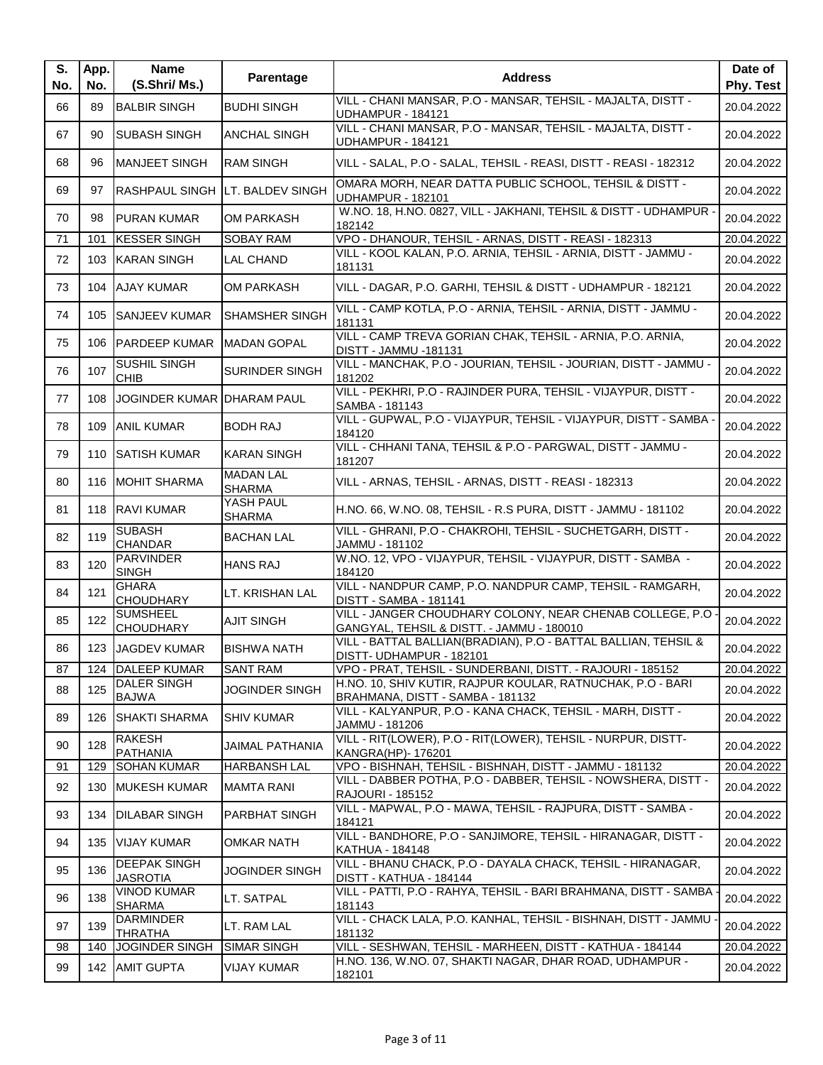| S. No. | App. No. | Name (S.Shri/ Ms.) | Parentage | Address | Date of Phy. Test |
|---|---|---|---|---|---|
| 66 | 89 | BALBIR SINGH | BUDHI SINGH | VILL - CHANI MANSAR, P.O - MANSAR, TEHSIL - MAJALTA, DISTT - UDHAMPUR - 184121 | 20.04.2022 |
| 67 | 90 | SUBASH SINGH | ANCHAL SINGH | VILL - CHANI MANSAR, P.O - MANSAR, TEHSIL - MAJALTA, DISTT - UDHAMPUR - 184121 | 20.04.2022 |
| 68 | 96 | MANJEET SINGH | RAM SINGH | VILL - SALAL, P.O - SALAL, TEHSIL - REASI, DISTT - REASI - 182312 | 20.04.2022 |
| 69 | 97 | RASHPAUL SINGH | LT. BALDEV SINGH | OMARA MORH, NEAR DATTA PUBLIC SCHOOL, TEHSIL & DISTT - UDHAMPUR - 182101 | 20.04.2022 |
| 70 | 98 | PURAN KUMAR | OM PARKASH | W.NO. 18, H.NO. 0827, VILL - JAKHANI, TEHSIL & DISTT - UDHAMPUR - 182142 | 20.04.2022 |
| 71 | 101 | KESSER SINGH | SOBAY RAM | VPO - DHANOUR, TEHSIL - ARNAS, DISTT - REASI - 182313 | 20.04.2022 |
| 72 | 103 | KARAN SINGH | LAL CHAND | VILL - KOOL KALAN, P.O. ARNIA, TEHSIL - ARNIA, DISTT - JAMMU - 181131 | 20.04.2022 |
| 73 | 104 | AJAY KUMAR | OM PARKASH | VILL - DAGAR, P.O. GARHI, TEHSIL & DISTT - UDHAMPUR - 182121 | 20.04.2022 |
| 74 | 105 | SANJEEV KUMAR | SHAMSHER SINGH | VILL - CAMP KOTLA, P.O - ARNIA, TEHSIL - ARNIA, DISTT - JAMMU - 181131 | 20.04.2022 |
| 75 | 106 | PARDEEP KUMAR | MADAN GOPAL | VILL - CAMP TREVA GORIAN CHAK, TEHSIL - ARNIA, P.O. ARNIA, DISTT - JAMMU -181131 | 20.04.2022 |
| 76 | 107 | SUSHIL SINGH CHIB | SURINDER SINGH | VILL - MANCHAK, P.O - JOURIAN, TEHSIL - JOURIAN, DISTT - JAMMU - 181202 | 20.04.2022 |
| 77 | 108 | JOGINDER KUMAR | DHARAM PAUL | VILL - PEKHRI, P.O - RAJINDER PURA, TEHSIL - VIJAYPUR, DISTT - SAMBA - 181143 | 20.04.2022 |
| 78 | 109 | ANIL KUMAR | BODH RAJ | VILL - GUPWAL, P.O - VIJAYPUR, TEHSIL - VIJAYPUR, DISTT - SAMBA - 184120 | 20.04.2022 |
| 79 | 110 | SATISH KUMAR | KARAN SINGH | VILL - CHHANI TANA, TEHSIL & P.O - PARGWAL, DISTT - JAMMU - 181207 | 20.04.2022 |
| 80 | 116 | MOHIT SHARMA | MADAN LAL SHARMA | VILL - ARNAS, TEHSIL - ARNAS, DISTT - REASI - 182313 | 20.04.2022 |
| 81 | 118 | RAVI KUMAR | YASH PAUL SHARMA | H.NO. 66, W.NO. 08, TEHSIL - R.S PURA, DISTT - JAMMU - 181102 | 20.04.2022 |
| 82 | 119 | SUBASH CHANDAR | BACHAN LAL | VILL - GHRANI, P.O - CHAKROHI, TEHSIL - SUCHETGARH, DISTT - JAMMU - 181102 | 20.04.2022 |
| 83 | 120 | PARVINDER SINGH | HANS RAJ | W.NO. 12, VPO - VIJAYPUR, TEHSIL - VIJAYPUR, DISTT - SAMBA - 184120 | 20.04.2022 |
| 84 | 121 | GHARA CHOUDHARY | LT. KRISHAN LAL | VILL - NANDPUR CAMP, P.O. NANDPUR CAMP, TEHSIL - RAMGARH, DISTT - SAMBA - 181141 | 20.04.2022 |
| 85 | 122 | SUMSHEEL CHOUDHARY | AJIT SINGH | VILL - JANGER CHOUDHARY COLONY, NEAR CHENAB COLLEGE, P.O - GANGYAL, TEHSIL & DISTT. - JAMMU - 180010 | 20.04.2022 |
| 86 | 123 | JAGDEV KUMAR | BISHWA NATH | VILL - BATTAL BALLIAN(BRADIAN), P.O - BATTAL BALLIAN, TEHSIL & DISTT- UDHAMPUR - 182101 | 20.04.2022 |
| 87 | 124 | DALEEP KUMAR | SANT RAM | VPO - PRAT, TEHSIL - SUNDERBANI, DISTT. - RAJOURI - 185152 | 20.04.2022 |
| 88 | 125 | DALER SINGH BAJWA | JOGINDER SINGH | H.NO. 10, SHIV KUTIR, RAJPUR KOULAR, RATNUCHAK, P.O - BARI BRAHMANA, DISTT - SAMBA - 181132 | 20.04.2022 |
| 89 | 126 | SHAKTI SHARMA | SHIV KUMAR | VILL - KALYANPUR, P.O - KANA CHACK, TEHSIL - MARH, DISTT - JAMMU - 181206 | 20.04.2022 |
| 90 | 128 | RAKESH PATHANIA | JAIMAL PATHANIA | VILL - RIT(LOWER), P.O - RIT(LOWER), TEHSIL - NURPUR, DISTT- KANGRA(HP)- 176201 | 20.04.2022 |
| 91 | 129 | SOHAN KUMAR | HARBANSH LAL | VPO - BISHNAH, TEHSIL - BISHNAH, DISTT - JAMMU - 181132 | 20.04.2022 |
| 92 | 130 | MUKESH KUMAR | MAMTA RANI | VILL - DABBER POTHA, P.O - DABBER, TEHSIL - NOWSHERA, DISTT - RAJOURI - 185152 | 20.04.2022 |
| 93 | 134 | DILABAR SINGH | PARBHAT SINGH | VILL - MAPWAL, P.O - MAWA, TEHSIL - RAJPURA, DISTT - SAMBA - 184121 | 20.04.2022 |
| 94 | 135 | VIJAY KUMAR | OMKAR NATH | VILL - BANDHORE, P.O - SANJIMORE, TEHSIL - HIRANAGAR, DISTT - KATHUA - 184148 | 20.04.2022 |
| 95 | 136 | DEEPAK SINGH JASROTIA | JOGINDER SINGH | VILL - BHANU CHACK, P.O - DAYALA CHACK, TEHSIL - HIRANAGAR, DISTT - KATHUA - 184144 | 20.04.2022 |
| 96 | 138 | VINOD KUMAR SHARMA | LT. SATPAL | VILL - PATTI, P.O - RAHYA, TEHSIL - BARI BRAHMANA, DISTT - SAMBA - 181143 | 20.04.2022 |
| 97 | 139 | DARMINDER THRATHA | LT. RAM LAL | VILL - CHACK LALA, P.O. KANHAL, TEHSIL - BISHNAH, DISTT - JAMMU - 181132 | 20.04.2022 |
| 98 | 140 | JOGINDER SINGH | SIMAR SINGH | VILL - SESHWAN, TEHSIL - MARHEEN, DISTT - KATHUA - 184144 | 20.04.2022 |
| 99 | 142 | AMIT GUPTA | VIJAY KUMAR | H.NO. 136, W.NO. 07, SHAKTI NAGAR, DHAR ROAD, UDHAMPUR - 182101 | 20.04.2022 |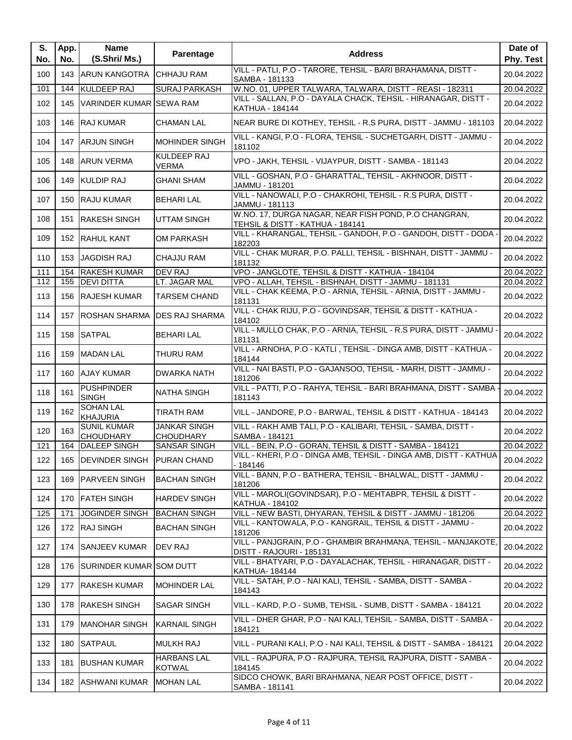| S. No. | App. No. | Name (S.Shri/ Ms.) | Parentage | Address | Date of Phy. Test |
|---|---|---|---|---|---|
| 100 | 143 | ARUN KANGOTRA | CHHAJU RAM | VILL - PATLI, P.O - TARORE, TEHSIL - BARI BRAHAMANA, DISTT - SAMBA - 181133 | 20.04.2022 |
| 101 | 144 | KULDEEP RAJ | SURAJ PARKASH | W.NO. 01, UPPER TALWARA, TALWARA, DISTT - REASI - 182311 | 20.04.2022 |
| 102 | 145 | VARINDER KUMAR | SEWA RAM | VILL - SALLAN, P.O - DAYALA CHACK, TEHSIL - HIRANAGAR, DISTT - KATHUA - 184144 | 20.04.2022 |
| 103 | 146 | RAJ KUMAR | CHAMAN LAL | NEAR BURE DI KOTHEY, TEHSIL - R.S PURA, DISTT - JAMMU - 181103 | 20.04.2022 |
| 104 | 147 | ARJUN SINGH | MOHINDER SINGH | VILL - KANGI, P.O - FLORA, TEHSIL - SUCHETGARH, DISTT - JAMMU - 181102 | 20.04.2022 |
| 105 | 148 | ARUN VERMA | KULDEEP RAJ VERMA | VPO - JAKH, TEHSIL - VIJAYPUR, DISTT - SAMBA - 181143 | 20.04.2022 |
| 106 | 149 | KULDIP RAJ | GHANI SHAM | VILL - GOSHAN, P.O - GHARATTAL, TEHSIL - AKHNOOR, DISTT - JAMMU - 181201 | 20.04.2022 |
| 107 | 150 | RAJU KUMAR | BEHARI LAL | VILL - NANOWALI, P.O - CHAKROHI, TEHSIL - R.S PURA, DISTT - JAMMU - 181113 | 20.04.2022 |
| 108 | 151 | RAKESH SINGH | UTTAM SINGH | W.NO. 17, DURGA NAGAR, NEAR FISH POND, P.O CHANGRAN, TEHSIL & DISTT - KATHUA - 184141 | 20.04.2022 |
| 109 | 152 | RAHUL KANT | OM PARKASH | VILL - KHARANGAL, TEHSIL - GANDOH, P.O - GANDOH, DISTT - DODA - 182203 | 20.04.2022 |
| 110 | 153 | JAGDISH RAJ | CHAJJU RAM | VILL - CHAK MURAR, P.O. PALLI, TEHSIL - BISHNAH, DISTT - JAMMU - 181132 | 20.04.2022 |
| 111 | 154 | RAKESH KUMAR | DEV RAJ | VPO - JANGLOTE, TEHSIL & DISTT - KATHUA - 184104 | 20.04.2022 |
| 112 | 155 | DEVI DITTA | LT. JAGAR MAL | VPO - ALLAH, TEHSIL - BISHNAH, DISTT - JAMMU - 181131 | 20.04.2022 |
| 113 | 156 | RAJESH KUMAR | TARSEM CHAND | VILL - CHAK KEEMA, P.O - ARNIA, TEHSIL - ARNIA, DISTT - JAMMU - 181131 | 20.04.2022 |
| 114 | 157 | ROSHAN SHARMA | DES RAJ SHARMA | VILL - CHAK RIJU, P.O - GOVINDSAR, TEHSIL & DISTT - KATHUA - 184102 | 20.04.2022 |
| 115 | 158 | SATPAL | BEHARI LAL | VILL - MULLO CHAK, P.O - ARNIA, TEHSIL - R.S PURA, DISTT - JAMMU - 181131 | 20.04.2022 |
| 116 | 159 | MADAN LAL | THURU RAM | VILL - ARNOHA, P.O - KATLI , TEHSIL - DINGA AMB, DISTT - KATHUA - 184144 | 20.04.2022 |
| 117 | 160 | AJAY KUMAR | DWARKA NATH | VILL - NAI BASTI, P.O - GAJANSOO, TEHSIL - MARH, DISTT - JAMMU - 181206 | 20.04.2022 |
| 118 | 161 | PUSHPINDER SINGH | NATHA SINGH | VILL - PATTI, P.O - RAHYA, TEHSIL - BARI BRAHMANA, DISTT - SAMBA - 181143 | 20.04.2022 |
| 119 | 162 | SOHAN LAL KHAJURIA | TIRATH RAM | VILL - JANDORE, P.O - BARWAL, TEHSIL & DISTT - KATHUA - 184143 | 20.04.2022 |
| 120 | 163 | SUNIL KUMAR CHOUDHARY | JANKAR SINGH CHOUDHARY | VILL - RAKH AMB TALI, P.O - KALIBARI, TEHSIL - SAMBA, DISTT - SAMBA - 184121 | 20.04.2022 |
| 121 | 164 | DALEEP SINGH | SANSAR SINGH | VILL - BEIN, P.O - GORAN, TEHSIL & DISTT - SAMBA - 184121 | 20.04.2022 |
| 122 | 165 | DEVINDER SINGH | PURAN CHAND | VILL - KHERI, P.O - DINGA AMB, TEHSIL - DINGA AMB, DISTT - KATHUA - 184146 | 20.04.2022 |
| 123 | 169 | PARVEEN SINGH | BACHAN SINGH | VILL - BANN, P.O - BATHERA, TEHSIL - BHALWAL, DISTT - JAMMU - 181206 | 20.04.2022 |
| 124 | 170 | FATEH SINGH | HARDEV SINGH | VILL - MAROLI(GOVINDSAR), P.O - MEHTABPR, TEHSIL & DISTT - KATHUA - 184102 | 20.04.2022 |
| 125 | 171 | JOGINDER SINGH | BACHAN SINGH | VILL - NEW BASTI, DHYARAN, TEHSIL & DISTT - JAMMU - 181206 | 20.04.2022 |
| 126 | 172 | RAJ SINGH | BACHAN SINGH | VILL - KANTOWALA, P.O - KANGRAIL, TEHSIL & DISTT - JAMMU - 181206 | 20.04.2022 |
| 127 | 174 | SANJEEV KUMAR | DEV RAJ | VILL - PANJGRAIN, P.O - GHAMBIR BRAHMANA, TEHSIL - MANJAKOTE, DISTT - RAJOURI - 185131 | 20.04.2022 |
| 128 | 176 | SURINDER KUMAR | SOM DUTT | VILL - BHATYARI, P.O - DAYALACHAK, TEHSIL - HIRANAGAR, DISTT - KATHUA- 184144 | 20.04.2022 |
| 129 | 177 | RAKESH KUMAR | MOHINDER LAL | VILL - SATAH, P.O - NAI KALI, TEHSIL - SAMBA, DISTT - SAMBA - 184143 | 20.04.2022 |
| 130 | 178 | RAKESH SINGH | SAGAR SINGH | VILL - KARD, P.O - SUMB, TEHSIL - SUMB, DISTT - SAMBA - 184121 | 20.04.2022 |
| 131 | 179 | MANOHAR SINGH | KARNAIL SINGH | VILL - DHER GHAR, P.O - NAI KALI, TEHSIL - SAMBA, DISTT - SAMBA - 184121 | 20.04.2022 |
| 132 | 180 | SATPAUL | MULKH RAJ | VILL - PURANI KALI, P.O - NAI KALI, TEHSIL & DISTT - SAMBA - 184121 | 20.04.2022 |
| 133 | 181 | BUSHAN KUMAR | HARBANS LAL KOTWAL | VILL - RAJPURA, P.O - RAJPURA, TEHSIL RAJPURA, DISTT - SAMBA - 184145 | 20.04.2022 |
| 134 | 182 | ASHWANI KUMAR | MOHAN LAL | SIDCO CHOWK, BARI BRAHMANA, NEAR POST OFFICE, DISTT - SAMBA - 181141 | 20.04.2022 |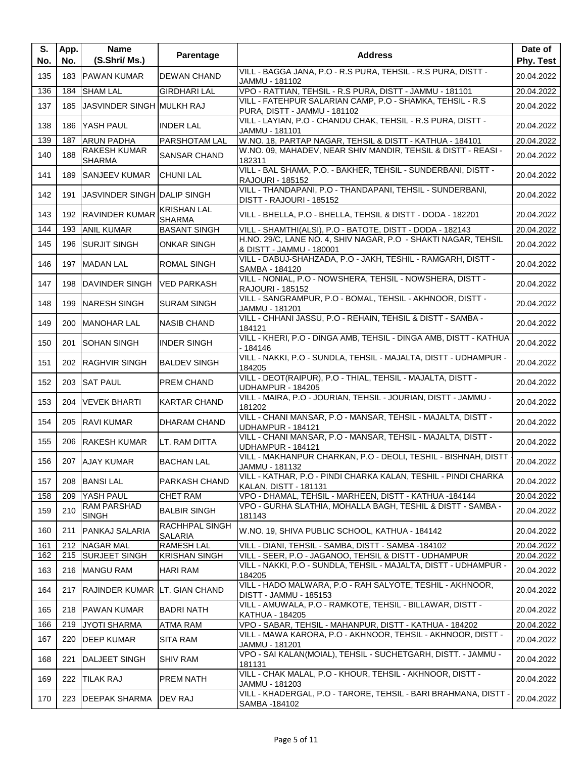| S. No. | App. No. | Name (S.Shri/ Ms.) | Parentage | Address | Date of Phy. Test |
|---|---|---|---|---|---|
| 135 | 183 | PAWAN KUMAR | DEWAN CHAND | VILL - BAGGA JANA, P.O - R.S PURA, TEHSIL - R.S PURA, DISTT - JAMMU - 181102 | 20.04.2022 |
| 136 | 184 | SHAM LAL | GIRDHARI LAL | VPO - RATTIAN, TEHSIL - R.S PURA, DISTT - JAMMU - 181101 | 20.04.2022 |
| 137 | 185 | JASVINDER SINGH | MULKH RAJ | VILL - FATEHPUR SALARIAN CAMP, P.O - SHAMKA, TEHSIL - R.S PURA, DISTT - JAMMU - 181102 | 20.04.2022 |
| 138 | 186 | YASH PAUL | INDER LAL | VILL - LAYIAN, P.O - CHANDU CHAK, TEHSIL - R.S PURA, DISTT - JAMMU - 181101 | 20.04.2022 |
| 139 | 187 | ARUN PADHA | PARSHOTAM LAL | W.NO. 18, PARTAP NAGAR, TEHSIL & DISTT - KATHUA - 184101 | 20.04.2022 |
| 140 | 188 | RAKESH KUMAR SHARMA | SANSAR CHAND | W.NO. 09, MAHADEV, NEAR SHIV MANDIR, TEHSIL & DISTT - REASI - 182311 | 20.04.2022 |
| 141 | 189 | SANJEEV KUMAR | CHUNI LAL | VILL - BAL SHAMA, P.O. - BAKHER, TEHSIL - SUNDERBANI, DISTT - RAJOURI - 185152 | 20.04.2022 |
| 142 | 191 | JASVINDER SINGH | DALIP SINGH | VILL - THANDAPANI, P.O - THANDAPANI, TEHSIL - SUNDERBANI, DISTT - RAJOURI - 185152 | 20.04.2022 |
| 143 | 192 | RAVINDER KUMAR | KRISHAN LAL SHARMA | VILL - BHELLA, P.O - BHELLA, TEHSIL & DISTT - DODA - 182201 | 20.04.2022 |
| 144 | 193 | ANIL KUMAR | BASANT SINGH | VILL - SHAMTHI(ALSI), P.O - BATOTE, DISTT - DODA - 182143 | 20.04.2022 |
| 145 | 196 | SURJIT SINGH | ONKAR SINGH | H.NO. 29/C, LANE NO. 4, SHIV NAGAR, P.O - SHAKTI NAGAR, TEHSIL & DISTT - JAMMU - 180001 | 20.04.2022 |
| 146 | 197 | MADAN LAL | ROMAL SINGH | VILL - DABUJ-SHAHZADA, P.O - JAKH, TESHIL - RAMGARH, DISTT - SAMBA - 184120 | 20.04.2022 |
| 147 | 198 | DAVINDER SINGH | VED PARKASH | VILL - NONIAL, P.O - NOWSHERA, TEHSIL - NOWSHERA, DISTT - RAJOURI - 185152 | 20.04.2022 |
| 148 | 199 | NARESH SINGH | SURAM SINGH | VILL - SANGRAMPUR, P.O - BOMAL, TEHSIL - AKHNOOR, DISTT - JAMMU - 181201 | 20.04.2022 |
| 149 | 200 | MANOHAR LAL | NASIB CHAND | VILL - CHHANI JASSU, P.O - REHAIN, TEHSIL & DISTT - SAMBA - 184121 | 20.04.2022 |
| 150 | 201 | SOHAN SINGH | INDER SINGH | VILL - KHERI, P.O - DINGA AMB, TEHSIL - DINGA AMB, DISTT - KATHUA - 184146 | 20.04.2022 |
| 151 | 202 | RAGHVIR SINGH | BALDEV SINGH | VILL - NAKKI, P.O - SUNDLA, TEHSIL - MAJALTA, DISTT - UDHAMPUR - 184205 | 20.04.2022 |
| 152 | 203 | SAT PAUL | PREM CHAND | VILL - DEOT(RAIPUR), P.O - THIAL, TEHSIL - MAJALTA, DISTT - UDHAMPUR - 184205 | 20.04.2022 |
| 153 | 204 | VEVEK BHARTI | KARTAR CHAND | VILL - MAIRA, P.O - JOURIAN, TEHSIL - JOURIAN, DISTT - JAMMU - 181202 | 20.04.2022 |
| 154 | 205 | RAVI KUMAR | DHARAM CHAND | VILL - CHANI MANSAR, P.O - MANSAR, TEHSIL - MAJALTA, DISTT - UDHAMPUR - 184121 | 20.04.2022 |
| 155 | 206 | RAKESH KUMAR | LT. RAM DITTA | VILL - CHANI MANSAR, P.O - MANSAR, TEHSIL - MAJALTA, DISTT - UDHAMPUR - 184121 | 20.04.2022 |
| 156 | 207 | AJAY KUMAR | BACHAN LAL | VILL - MAKHANPUR CHARKAN, P.O - DEOLI, TESHIL - BISHNAH, DISTT - JAMMU - 181132 | 20.04.2022 |
| 157 | 208 | BANSI LAL | PARKASH CHAND | VILL - KATHAR, P.O - PINDI CHARKA KALAN, TESHIL - PINDI CHARKA KALAN, DISTT - 181131 | 20.04.2022 |
| 158 | 209 | YASH PAUL | CHET RAM | VPO - DHAMAL, TEHSIL - MARHEEN, DISTT - KATHUA -184144 | 20.04.2022 |
| 159 | 210 | RAM PARSHAD SINGH | BALBIR SINGH | VPO - GURHA SLATHIA, MOHALLA BAGH, TESHIL & DISTT - SAMBA - 181143 | 20.04.2022 |
| 160 | 211 | PANKAJ SALARIA | RACHHPAL SINGH SALARIA | W.NO. 19, SHIVA PUBLIC SCHOOL, KATHUA - 184142 | 20.04.2022 |
| 161 | 212 | NAGAR MAL | RAMESH LAL | VILL - DIANI, TEHSIL - SAMBA, DISTT - SAMBA -184102 | 20.04.2022 |
| 162 | 215 | SURJEET SINGH | KRISHAN SINGH | VILL - SEER, P.O - JAGANOO, TEHSIL & DISTT - UDHAMPUR | 20.04.2022 |
| 163 | 216 | MANGU RAM | HARI RAM | VILL - NAKKI, P.O - SUNDLA, TEHSIL - MAJALTA, DISTT - UDHAMPUR - 184205 | 20.04.2022 |
| 164 | 217 | RAJINDER KUMAR | LT. GIAN CHAND | VILL - HADO MALWARA, P.O - RAH SALYOTE, TESHIL - AKHNOOR, DISTT - JAMMU - 185153 | 20.04.2022 |
| 165 | 218 | PAWAN KUMAR | BADRI NATH | VILL - AMUWALA, P.O - RAMKOTE, TEHSIL - BILLAWAR, DISTT - KATHUA - 184205 | 20.04.2022 |
| 166 | 219 | JYOTI SHARMA | ATMA RAM | VPO - SABAR, TEHSIL - MAHANPUR, DISTT - KATHUA - 184202 | 20.04.2022 |
| 167 | 220 | DEEP KUMAR | SITA RAM | VILL - MAWA KARORA, P.O - AKHNOOR, TEHSIL - AKHNOOR, DISTT - JAMMU - 181201 | 20.04.2022 |
| 168 | 221 | DALJEET SINGH | SHIV RAM | VPO - SAI KALAN(MOIAL), TEHSIL - SUCHETGARH, DISTT. - JAMMU - 181131 | 20.04.2022 |
| 169 | 222 | TILAK RAJ | PREM NATH | VILL - CHAK MALAL, P.O - KHOUR, TEHSIL - AKHNOOR, DISTT - JAMMU - 181203 | 20.04.2022 |
| 170 | 223 | DEEPAK SHARMA | DEV RAJ | VILL - KHADERGAL, P.O - TARORE, TEHSIL - BARI BRAHMANA, DISTT - SAMBA -184102 | 20.04.2022 |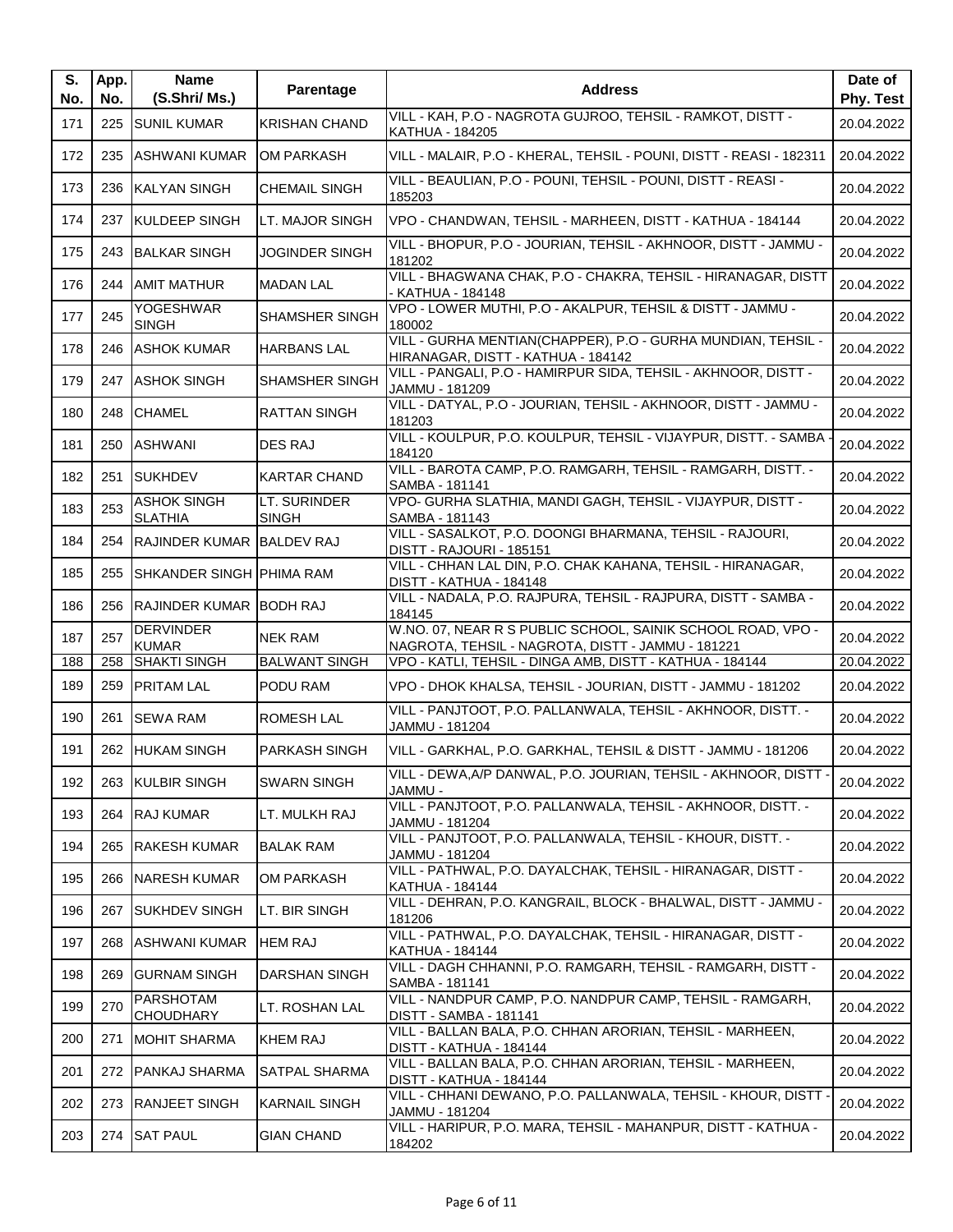| S. No. | App. No. | Name (S.Shri/ Ms.) | Parentage | Address | Date of Phy. Test |
|---|---|---|---|---|---|
| 171 | 225 | SUNIL KUMAR | KRISHAN CHAND | VILL - KAH, P.O - NAGROTA GUJROO, TEHSIL - RAMKOT, DISTT - KATHUA - 184205 | 20.04.2022 |
| 172 | 235 | ASHWANI KUMAR | OM PARKASH | VILL - MALAIR, P.O - KHERAL, TEHSIL - POUNI, DISTT - REASI - 182311 | 20.04.2022 |
| 173 | 236 | KALYAN SINGH | CHEMAIL SINGH | VILL - BEAULIAN, P.O - POUNI, TEHSIL - POUNI, DISTT - REASI - 185203 | 20.04.2022 |
| 174 | 237 | KULDEEP SINGH | LT. MAJOR SINGH | VPO - CHANDWAN, TEHSIL - MARHEEN, DISTT - KATHUA - 184144 | 20.04.2022 |
| 175 | 243 | BALKAR SINGH | JOGINDER SINGH | VILL - BHOPUR, P.O - JOURIAN, TEHSIL - AKHNOOR, DISTT - JAMMU - 181202 | 20.04.2022 |
| 176 | 244 | AMIT MATHUR | MADAN LAL | VILL - BHAGWANA CHAK, P.O - CHAKRA, TEHSIL - HIRANAGAR, DISTT - KATHUA - 184148 | 20.04.2022 |
| 177 | 245 | YOGESHWAR SINGH | SHAMSHER SINGH | VPO - LOWER MUTHI, P.O - AKALPUR, TEHSIL & DISTT - JAMMU - 180002 | 20.04.2022 |
| 178 | 246 | ASHOK KUMAR | HARBANS LAL | VILL - GURHA MENTIAN(CHAPPER), P.O - GURHA MUNDIAN, TEHSIL - HIRANAGAR, DISTT - KATHUA - 184142 | 20.04.2022 |
| 179 | 247 | ASHOK SINGH | SHAMSHER SINGH | VILL - PANGALI, P.O - HAMIRPUR SIDA, TEHSIL - AKHNOOR, DISTT - JAMMU - 181209 | 20.04.2022 |
| 180 | 248 | CHAMEL | RATTAN SINGH | VILL - DATYAL, P.O - JOURIAN, TEHSIL - AKHNOOR, DISTT - JAMMU - 181203 | 20.04.2022 |
| 181 | 250 | ASHWANI | DES RAJ | VILL - KOULPUR, P.O. KOULPUR, TEHSIL - VIJAYPUR, DISTT. - SAMBA - 184120 | 20.04.2022 |
| 182 | 251 | SUKHDEV | KARTAR CHAND | VILL - BAROTA CAMP, P.O. RAMGARH, TEHSIL - RAMGARH, DISTT. - SAMBA - 181141 | 20.04.2022 |
| 183 | 253 | ASHOK SINGH SLATHIA | LT. SURINDER SINGH | VPO- GURHA SLATHIA, MANDI GAGH, TEHSIL - VIJAYPUR, DISTT - SAMBA - 181143 | 20.04.2022 |
| 184 | 254 | RAJINDER KUMAR | BALDEV RAJ | VILL - SASALKOT, P.O. DOONGI BHARMANA, TEHSIL - RAJOURI, DISTT - RAJOURI - 185151 | 20.04.2022 |
| 185 | 255 | SHKANDER SINGH | PHIMA RAM | VILL - CHHAN LAL DIN, P.O. CHAK KAHANA, TEHSIL - HIRANAGAR, DISTT - KATHUA - 184148 | 20.04.2022 |
| 186 | 256 | RAJINDER KUMAR | BODH RAJ | VILL - NADALA, P.O. RAJPURA, TEHSIL - RAJPURA, DISTT - SAMBA - 184145 | 20.04.2022 |
| 187 | 257 | DERVINDER KUMAR | NEK RAM | W.NO. 07, NEAR R S PUBLIC SCHOOL, SAINIK SCHOOL ROAD, VPO - NAGROTA, TEHSIL - NAGROTA, DISTT - JAMMU - 181221 | 20.04.2022 |
| 188 | 258 | SHAKTI SINGH | BALWANT SINGH | VPO - KATLI, TEHSIL - DINGA AMB, DISTT - KATHUA - 184144 | 20.04.2022 |
| 189 | 259 | PRITAM LAL | PODU RAM | VPO - DHOK KHALSA, TEHSIL - JOURIAN, DISTT - JAMMU - 181202 | 20.04.2022 |
| 190 | 261 | SEWA RAM | ROMESH LAL | VILL - PANJTOOT, P.O. PALLANWALA, TEHSIL - AKHNOOR, DISTT. - JAMMU - 181204 | 20.04.2022 |
| 191 | 262 | HUKAM SINGH | PARKASH SINGH | VILL - GARKHAL, P.O. GARKHAL, TEHSIL & DISTT - JAMMU - 181206 | 20.04.2022 |
| 192 | 263 | KULBIR SINGH | SWARN SINGH | VILL - DEWA,A/P DANWAL, P.O. JOURIAN, TEHSIL - AKHNOOR, DISTT - JAMMU - | 20.04.2022 |
| 193 | 264 | RAJ KUMAR | LT. MULKH RAJ | VILL - PANJTOOT, P.O. PALLANWALA, TEHSIL - AKHNOOR, DISTT. - JAMMU - 181204 | 20.04.2022 |
| 194 | 265 | RAKESH KUMAR | BALAK RAM | VILL - PANJTOOT, P.O. PALLANWALA, TEHSIL - KHOUR, DISTT. - JAMMU - 181204 | 20.04.2022 |
| 195 | 266 | NARESH KUMAR | OM PARKASH | VILL - PATHWAL, P.O. DAYALCHAK, TEHSIL - HIRANAGAR, DISTT - KATHUA - 184144 | 20.04.2022 |
| 196 | 267 | SUKHDEV SINGH | LT. BIR SINGH | VILL - DEHRAN, P.O. KANGRAIL, BLOCK - BHALWAL, DISTT - JAMMU - 181206 | 20.04.2022 |
| 197 | 268 | ASHWANI KUMAR | HEM RAJ | VILL - PATHWAL, P.O. DAYALCHAK, TEHSIL - HIRANAGAR, DISTT - KATHUA - 184144 | 20.04.2022 |
| 198 | 269 | GURNAM SINGH | DARSHAN SINGH | VILL - DAGH CHHANNI, P.O. RAMGARH, TEHSIL - RAMGARH, DISTT - SAMBA - 181141 | 20.04.2022 |
| 199 | 270 | PARSHOTAM CHOUDHARY | LT. ROSHAN LAL | VILL - NANDPUR CAMP, P.O. NANDPUR CAMP, TEHSIL - RAMGARH, DISTT - SAMBA - 181141 | 20.04.2022 |
| 200 | 271 | MOHIT SHARMA | KHEM RAJ | VILL - BALLAN BALA, P.O. CHHAN ARORIAN, TEHSIL - MARHEEN, DISTT - KATHUA - 184144 | 20.04.2022 |
| 201 | 272 | PANKAJ SHARMA | SATPAL SHARMA | VILL - BALLAN BALA, P.O. CHHAN ARORIAN, TEHSIL - MARHEEN, DISTT - KATHUA - 184144 | 20.04.2022 |
| 202 | 273 | RANJEET SINGH | KARNAIL SINGH | VILL - CHHANI DEWANO, P.O. PALLANWALA, TEHSIL - KHOUR, DISTT - JAMMU - 181204 | 20.04.2022 |
| 203 | 274 | SAT PAUL | GIAN CHAND | VILL - HARIPUR, P.O. MARA, TEHSIL - MAHANPUR, DISTT - KATHUA - 184202 | 20.04.2022 |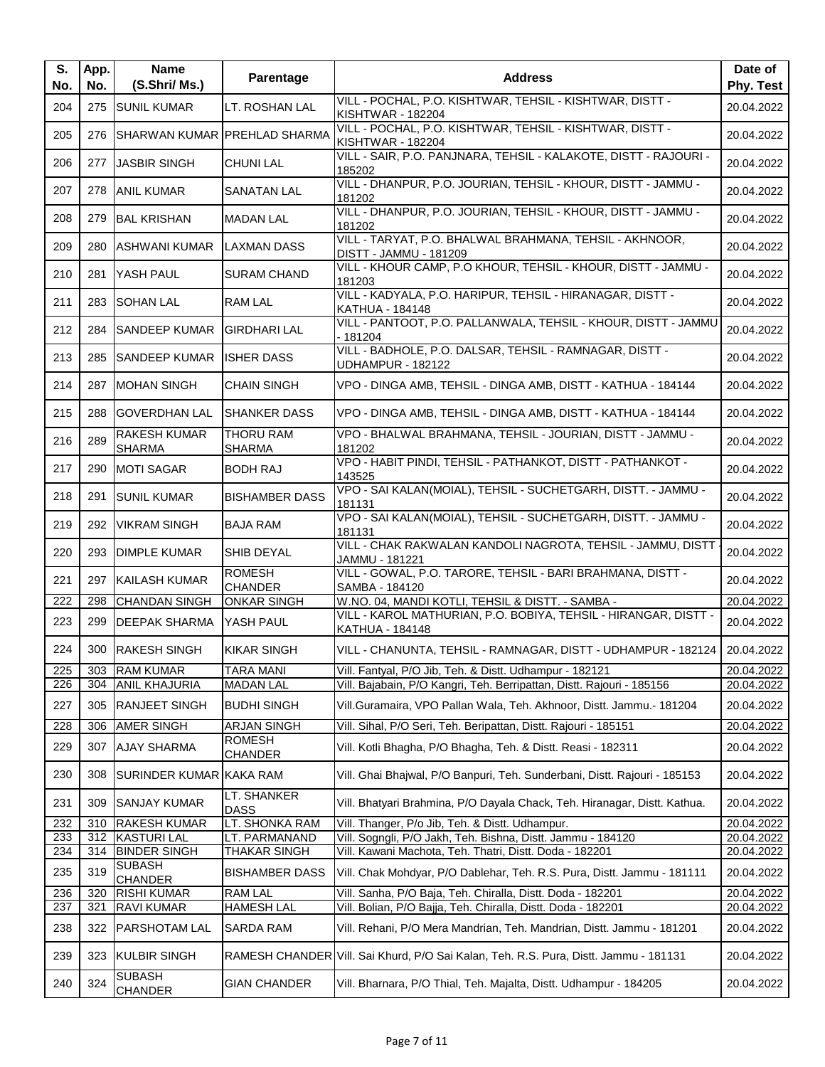| S. No. | App. No. | Name (S.Shri/ Ms.) | Parentage | Address | Date of Phy. Test |
|---|---|---|---|---|---|
| 204 | 275 | SUNIL KUMAR | LT. ROSHAN LAL | VILL - POCHAL, P.O. KISHTWAR, TEHSIL - KISHTWAR, DISTT - KISHTWAR - 182204 | 20.04.2022 |
| 205 | 276 | SHARWAN KUMAR | PREHLAD SHARMA | VILL - POCHAL, P.O. KISHTWAR, TEHSIL - KISHTWAR, DISTT - KISHTWAR - 182204 | 20.04.2022 |
| 206 | 277 | JASBIR SINGH | CHUNI LAL | VILL - SAIR, P.O. PANJNARA, TEHSIL - KALAKOTE, DISTT - RAJOURI - 185202 | 20.04.2022 |
| 207 | 278 | ANIL KUMAR | SANATAN LAL | VILL - DHANPUR, P.O. JOURIAN, TEHSIL - KHOUR, DISTT - JAMMU - 181202 | 20.04.2022 |
| 208 | 279 | BAL KRISHAN | MADAN LAL | VILL - DHANPUR, P.O. JOURIAN, TEHSIL - KHOUR, DISTT - JAMMU - 181202 | 20.04.2022 |
| 209 | 280 | ASHWANI KUMAR | LAXMAN DASS | VILL - TARYAT, P.O. BHALWAL BRAHMANA, TEHSIL - AKHNOOR, DISTT - JAMMU - 181209 | 20.04.2022 |
| 210 | 281 | YASH PAUL | SURAM CHAND | VILL - KHOUR CAMP, P.O KHOUR, TEHSIL - KHOUR, DISTT - JAMMU - 181203 | 20.04.2022 |
| 211 | 283 | SOHAN LAL | RAM LAL | VILL - KADYALA, P.O. HARIPUR, TEHSIL - HIRANAGAR, DISTT - KATHUA - 184148 | 20.04.2022 |
| 212 | 284 | SANDEEP KUMAR | GIRDHARI LAL | VILL - PANTOOT, P.O. PALLANWALA, TEHSIL - KHOUR, DISTT - JAMMU - 181204 | 20.04.2022 |
| 213 | 285 | SANDEEP KUMAR | ISHER DASS | VILL - BADHOLE, P.O. DALSAR, TEHSIL - RAMNAGAR, DISTT - UDHAMPUR - 182122 | 20.04.2022 |
| 214 | 287 | MOHAN SINGH | CHAIN SINGH | VPO - DINGA AMB, TEHSIL - DINGA AMB, DISTT - KATHUA - 184144 | 20.04.2022 |
| 215 | 288 | GOVERDHAN LAL | SHANKER DASS | VPO - DINGA AMB, TEHSIL - DINGA AMB, DISTT - KATHUA - 184144 | 20.04.2022 |
| 216 | 289 | RAKESH KUMAR SHARMA | THORU RAM SHARMA | VPO - BHALWAL BRAHMANA, TEHSIL - JOURIAN, DISTT - JAMMU - 181202 | 20.04.2022 |
| 217 | 290 | MOTI SAGAR | BODH RAJ | VPO - HABIT PINDI, TEHSIL - PATHANKOT, DISTT - PATHANKOT - 143525 | 20.04.2022 |
| 218 | 291 | SUNIL KUMAR | BISHAMBER DASS | VPO - SAI KALAN(MOIAL), TEHSIL - SUCHETGARH, DISTT. - JAMMU - 181131 | 20.04.2022 |
| 219 | 292 | VIKRAM SINGH | BAJA RAM | VPO - SAI KALAN(MOIAL), TEHSIL - SUCHETGARH, DISTT. - JAMMU - 181131 | 20.04.2022 |
| 220 | 293 | DIMPLE KUMAR | SHIB DEYAL | VILL - CHAK RAKWALAN KANDOLI NAGROTA, TEHSIL - JAMMU, DISTT - JAMMU - 181221 | 20.04.2022 |
| 221 | 297 | KAILASH KUMAR | ROMESH CHANDER | VILL - GOWAL, P.O. TARORE, TEHSIL - BARI BRAHMANA, DISTT - SAMBA - 184120 | 20.04.2022 |
| 222 | 298 | CHANDAN SINGH | ONKAR SINGH | W.NO. 04, MANDI KOTLI, TEHSIL & DISTT. - SAMBA - | 20.04.2022 |
| 223 | 299 | DEEPAK SHARMA | YASH PAUL | VILL - KAROL MATHURIAN, P.O. BOBIYA, TEHSIL - HIRANGAR, DISTT - KATHUA - 184148 | 20.04.2022 |
| 224 | 300 | RAKESH SINGH | KIKAR SINGH | VILL - CHANUNTA, TEHSIL - RAMNAGAR, DISTT - UDHAMPUR - 182124 | 20.04.2022 |
| 225 | 303 | RAM KUMAR | TARA MANI | Vill. Fantyal, P/O Jib, Teh. & Distt. Udhampur - 182121 | 20.04.2022 |
| 226 | 304 | ANIL KHAJURIA | MADAN LAL | Vill. Bajabain, P/O Kangri, Teh. Berripattan, Distt. Rajouri - 185156 | 20.04.2022 |
| 227 | 305 | RANJEET SINGH | BUDHI SINGH | Vill.Guramaira, VPO Pallan Wala, Teh. Akhnoor, Distt. Jammu.- 181204 | 20.04.2022 |
| 228 | 306 | AMER SINGH | ARJAN SINGH | Vill. Sihal, P/O Seri, Teh. Beripattan, Distt. Rajouri - 185151 | 20.04.2022 |
| 229 | 307 | AJAY SHARMA | ROMESH CHANDER | Vill. Kotli Bhagha, P/O Bhagha, Teh. & Distt. Reasi - 182311 | 20.04.2022 |
| 230 | 308 | SURINDER KUMAR | KAKA RAM | Vill. Ghai Bhajwal, P/O Banpuri, Teh. Sunderbani, Distt. Rajouri - 185153 | 20.04.2022 |
| 231 | 309 | SANJAY KUMAR | LT. SHANKER DASS | Vill. Bhatyari Brahmina, P/O Dayala Chack, Teh. Hiranagar, Distt. Kathua. | 20.04.2022 |
| 232 | 310 | RAKESH KUMAR | LT. SHONKA RAM | Vill. Thanger, P/o Jib, Teh. & Distt. Udhampur. | 20.04.2022 |
| 233 | 312 | KASTURI LAL | LT. PARMANAND | Vill. Sogngli, P/O Jakh, Teh. Bishna, Distt. Jammu - 184120 | 20.04.2022 |
| 234 | 314 | BINDER SINGH | THAKAR SINGH | Vill. Kawani Machota, Teh. Thatri, Distt. Doda - 182201 | 20.04.2022 |
| 235 | 319 | SUBASH CHANDER | BISHAMBER DASS | Vill. Chak Mohdyar, P/O Dablehar, Teh. R.S. Pura, Distt. Jammu - 181111 | 20.04.2022 |
| 236 | 320 | RISHI KUMAR | RAM LAL | Vill. Sanha, P/O Baja, Teh. Chiralla, Distt. Doda - 182201 | 20.04.2022 |
| 237 | 321 | RAVI KUMAR | HAMESH LAL | Vill. Bolian, P/O Bajja, Teh. Chiralla, Distt. Doda - 182201 | 20.04.2022 |
| 238 | 322 | PARSHOTAM LAL | SARDA RAM | Vill. Rehani, P/O Mera Mandrian, Teh. Mandrian, Distt. Jammu - 181201 | 20.04.2022 |
| 239 | 323 | KULBIR SINGH | RAMESH CHANDER | Vill. Sai Khurd, P/O Sai Kalan, Teh. R.S. Pura, Distt. Jammu - 181131 | 20.04.2022 |
| 240 | 324 | SUBASH CHANDER | GIAN CHANDER | Vill. Bharnara, P/O Thial, Teh. Majalta, Distt. Udhampur - 184205 | 20.04.2022 |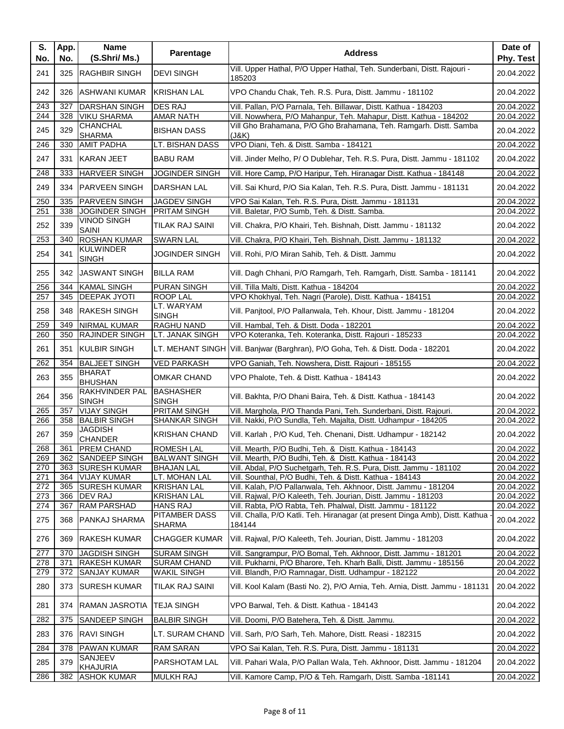| S. No. | App. No. | Name (S.Shri/ Ms.) | Parentage | Address | Date of Phy. Test |
|---|---|---|---|---|---|
| 241 | 325 | RAGHBIR SINGH | DEVI SINGH | Vill. Upper Hathal, P/O Upper Hathal, Teh. Sunderbani, Distt. Rajouri - 185203 | 20.04.2022 |
| 242 | 326 | ASHWANI KUMAR | KRISHAN LAL | VPO Chandu Chak, Teh. R.S. Pura, Distt. Jammu - 181102 | 20.04.2022 |
| 243 | 327 | DARSHAN SINGH | DES RAJ | Vill. Pallan, P/O Parnala, Teh. Billawar, Distt. Kathua - 184203 | 20.04.2022 |
| 244 | 328 | VIKU SHARMA | AMAR NATH | Vill. Nowwhera, P/O Mahanpur, Teh. Mahapur, Distt. Kathua - 184202 | 20.04.2022 |
| 245 | 329 | CHANCHAL SHARMA | BISHAN DASS | Vill Gho Brahamana, P/O Gho Brahamana, Teh. Ramgarh. Distt. Samba (J&K) | 20.04.2022 |
| 246 | 330 | AMIT PADHA | LT. BISHAN DASS | VPO Diani, Teh. & Distt. Samba - 184121 | 20.04.2022 |
| 247 | 331 | KARAN JEET | BABU RAM | Vill. Jinder Melho, P/ O Dublehar, Teh. R.S. Pura, Distt. Jammu - 181102 | 20.04.2022 |
| 248 | 333 | HARVEER SINGH | JOGINDER SINGH | Vill. Hore Camp, P/O Haripur, Teh. Hiranagar Distt. Kathua - 184148 | 20.04.2022 |
| 249 | 334 | PARVEEN SINGH | DARSHAN LAL | Vill. Sai Khurd, P/O Sia Kalan, Teh. R.S. Pura, Distt. Jammu - 181131 | 20.04.2022 |
| 250 | 335 | PARVEEN SINGH | JAGDEV SINGH | VPO Sai Kalan, Teh. R.S. Pura, Distt. Jammu - 181131 | 20.04.2022 |
| 251 | 338 | JOGINDER SINGH | PRITAM SINGH | Vill. Baletar, P/O Sumb, Teh. & Distt. Samba. | 20.04.2022 |
| 252 | 339 | VINOD SINGH SAINI | TILAK RAJ SAINI | Vill. Chakra, P/O Khairi, Teh. Bishnah, Distt. Jammu - 181132 | 20.04.2022 |
| 253 | 340 | ROSHAN KUMAR | SWARN LAL | Vill. Chakra, P/O Khairi, Teh. Bishnah, Distt. Jammu - 181132 | 20.04.2022 |
| 254 | 341 | KULWINDER SINGH | JOGINDER SINGH | Vill. Rohi, P/O Miran Sahib, Teh. & Distt. Jammu | 20.04.2022 |
| 255 | 342 | JASWANT SINGH | BILLA RAM | Vill. Dagh Chhani, P/O Ramgarh, Teh. Ramgarh, Distt. Samba - 181141 | 20.04.2022 |
| 256 | 344 | KAMAL SINGH | PURAN SINGH | Vill. Tilla Malti, Distt. Kathua - 184204 | 20.04.2022 |
| 257 | 345 | DEEPAK JYOTI | ROOP LAL | VPO Khokhyal, Teh. Nagri (Parole), Distt. Kathua - 184151 | 20.04.2022 |
| 258 | 348 | RAKESH SINGH | LT. WARYAM SINGH | Vill. Panjtool, P/O Pallanwala, Teh. Khour, Distt. Jammu - 181204 | 20.04.2022 |
| 259 | 349 | NIRMAL KUMAR | RAGHU NAND | Vill. Hambal, Teh. & Distt. Doda - 182201 | 20.04.2022 |
| 260 | 350 | RAJINDER SINGH | LT. JANAK SINGH | VPO Koteranka, Teh. Koteranka, Distt. Rajouri - 185233 | 20.04.2022 |
| 261 | 351 | KULBIR SINGH | LT. MEHANT SINGH | Vill. Banjwar (Barghran), P/O Goha, Teh. & Distt. Doda - 182201 | 20.04.2022 |
| 262 | 354 | BALJEET SINGH | VED PARKASH | VPO Ganiah, Teh. Nowshera, Distt. Rajouri - 185155 | 20.04.2022 |
| 263 | 355 | BHARAT BHUSHAN | OMKAR CHAND | VPO Phalote, Teh. & Distt. Kathua - 184143 | 20.04.2022 |
| 264 | 356 | RAKHVINDER PAL SINGH | BASHASHER SINGH | Vill. Bakhta, P/O Dhani Baira, Teh. & Distt. Kathua - 184143 | 20.04.2022 |
| 265 | 357 | VIJAY SINGH | PRITAM SINGH | Vill. Marghola, P/O Thanda Pani, Teh. Sunderbani, Distt. Rajouri. | 20.04.2022 |
| 266 | 358 | BALBIR SINGH | SHANKAR SINGH | Vill. Nakki, P/O Sundla, Teh. Majalta, Distt. Udhampur - 184205 | 20.04.2022 |
| 267 | 359 | JAGDISH CHANDER | KRISHAN CHAND | Vill. Karlah , P/O Kud, Teh. Chenani, Distt. Udhampur - 182142 | 20.04.2022 |
| 268 | 361 | PREM CHAND | ROMESH LAL | Vill. Mearth, P/O Budhi, Teh. & Distt. Kathua - 184143 | 20.04.2022 |
| 269 | 362 | SANDEEP SINGH | BALWANT SINGH | Vill. Mearth, P/O Budhi, Teh. & Distt. Kathua - 184143 | 20.04.2022 |
| 270 | 363 | SURESH KUMAR | BHAJAN LAL | Vill. Abdal, P/O Suchetgarh, Teh. R.S. Pura, Distt. Jammu - 181102 | 20.04.2022 |
| 271 | 364 | VIJAY KUMAR | LT. MOHAN LAL | Vill. Sounthal, P/O Budhi, Teh. & Distt. Kathua - 184143 | 20.04.2022 |
| 272 | 365 | SURESH KUMAR | KRISHAN LAL | Vill. Kalah, P/O Pallanwala, Teh. Akhnoor, Distt. Jammu - 181204 | 20.04.2022 |
| 273 | 366 | DEV RAJ | KRISHAN LAL | Vill. Rajwal, P/O Kaleeth, Teh. Jourian, Distt. Jammu - 181203 | 20.04.2022 |
| 274 | 367 | RAM PARSHAD | HANS RAJ | Vill. Rabta, P/O Rabta, Teh. Phalwal, Distt. Jammu - 181122 | 20.04.2022 |
| 275 | 368 | PANKAJ SHARMA | PITAMBER DASS SHARMA | Vill. Challa, P/O Katli. Teh. Hiranagar (at present Dinga Amb), Distt. Kathua - 184144 | 20.04.2022 |
| 276 | 369 | RAKESH KUMAR | CHAGGER KUMAR | Vill. Rajwal, P/O Kaleeth, Teh. Jourian, Distt. Jammu - 181203 | 20.04.2022 |
| 277 | 370 | JAGDISH SINGH | SURAM SINGH | Vill. Sangrampur, P/O Bomal, Teh. Akhnoor, Distt. Jammu - 181201 | 20.04.2022 |
| 278 | 371 | RAKESH KUMAR | SURAM CHAND | Vill. Pukharni, P/O Bharore, Teh. Kharh Balli, Distt. Jammu - 185156 | 20.04.2022 |
| 279 | 372 | SANJAY KUMAR | WAKIL SINGH | Vill. Blandh, P/O Ramnagar, Distt. Udhampur - 182122 | 20.04.2022 |
| 280 | 373 | SURESH KUMAR | TILAK RAJ SAINI | Vill. Kool Kalam (Basti No. 2), P/O Arnia, Teh. Arnia, Distt. Jammu - 181131 | 20.04.2022 |
| 281 | 374 | RAMAN JASROTIA | TEJA SINGH | VPO Barwal, Teh. & Distt. Kathua - 184143 | 20.04.2022 |
| 282 | 375 | SANDEEP SINGH | BALBIR SINGH | Vill. Doomi, P/O Batehera, Teh. & Distt. Jammu. | 20.04.2022 |
| 283 | 376 | RAVI SINGH | LT. SURAM CHAND | Vill. Sarh, P/O Sarh, Teh. Mahore, Distt. Reasi - 182315 | 20.04.2022 |
| 284 | 378 | PAWAN KUMAR | RAM SARAN | VPO Sai Kalan, Teh. R.S. Pura, Distt. Jammu - 181131 | 20.04.2022 |
| 285 | 379 | SANJEEV KHAJURIA | PARSHOTAM LAL | Vill. Pahari Wala, P/O Pallan Wala, Teh. Akhnoor, Distt. Jammu - 181204 | 20.04.2022 |
| 286 | 382 | ASHOK KUMAR | MULKH RAJ | Vill. Kamore Camp, P/O & Teh. Ramgarh, Distt. Samba -181141 | 20.04.2022 |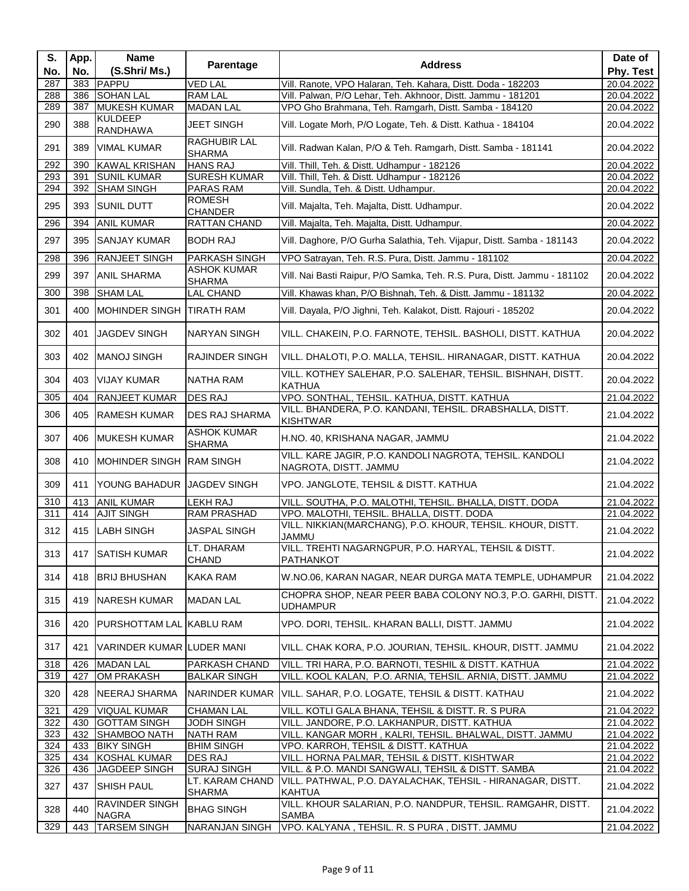| S. No. | App. No. | Name (S.Shri/ Ms.) | Parentage | Address | Date of Phy. Test |
|---|---|---|---|---|---|
| 287 | 383 | PAPPU | VED LAL | Vill. Ranote, VPO Halaran, Teh. Kahara, Distt. Doda - 182203 | 20.04.2022 |
| 288 | 386 | SOHAN LAL | RAM LAL | Vill. Palwan, P/O Lehar, Teh. Akhnoor, Distt. Jammu - 181201 | 20.04.2022 |
| 289 | 387 | MUKESH KUMAR | MADAN LAL | VPO Gho Brahmana, Teh. Ramgarh, Distt. Samba - 184120 | 20.04.2022 |
| 290 | 388 | KULDEEP RANDHAWA | JEET SINGH | Vill. Logate Morh, P/O Logate, Teh. & Distt. Kathua - 184104 | 20.04.2022 |
| 291 | 389 | VIMAL KUMAR | RAGHUBIR LAL SHARMA | Vill. Radwan Kalan, P/O & Teh. Ramgarh, Distt. Samba - 181141 | 20.04.2022 |
| 292 | 390 | KAWAL KRISHAN | HANS RAJ | Vill. Thill, Teh. & Distt. Udhampur - 182126 | 20.04.2022 |
| 293 | 391 | SUNIL KUMAR | SURESH KUMAR | Vill. Thill, Teh. & Distt. Udhampur - 182126 | 20.04.2022 |
| 294 | 392 | SHAM SINGH | PARAS RAM | Vill. Sundla, Teh. & Distt. Udhampur. | 20.04.2022 |
| 295 | 393 | SUNIL DUTT | ROMESH CHANDER | Vill. Majalta, Teh. Majalta, Distt. Udhampur. | 20.04.2022 |
| 296 | 394 | ANIL KUMAR | RATTAN CHAND | Vill. Majalta, Teh. Majalta, Distt. Udhampur. | 20.04.2022 |
| 297 | 395 | SANJAY KUMAR | BODH RAJ | Vill. Daghore, P/O Gurha Salathia, Teh. Vijapur, Distt. Samba - 181143 | 20.04.2022 |
| 298 | 396 | RANJEET SINGH | PARKASH SINGH | VPO Satrayan, Teh. R.S. Pura, Distt. Jammu - 181102 | 20.04.2022 |
| 299 | 397 | ANIL SHARMA | ASHOK KUMAR SHARMA | Vill. Nai Basti Raipur, P/O Samka, Teh. R.S. Pura, Distt. Jammu - 181102 | 20.04.2022 |
| 300 | 398 | SHAM LAL | LAL CHAND | Vill. Khawas khan, P/O Bishnah, Teh. & Distt. Jammu - 181132 | 20.04.2022 |
| 301 | 400 | MOHINDER SINGH | TIRATH RAM | Vill. Dayala, P/O Jighni, Teh. Kalakot, Distt. Rajouri - 185202 | 20.04.2022 |
| 302 | 401 | JAGDEV SINGH | NARYAN SINGH | VILL. CHAKEIN, P.O. FARNOTE, TEHSIL. BASHOLI, DISTT. KATHUA | 20.04.2022 |
| 303 | 402 | MANOJ SINGH | RAJINDER SINGH | VILL. DHALOTI, P.O. MALLA, TEHSIL. HIRANAGAR, DISTT. KATHUA | 20.04.2022 |
| 304 | 403 | VIJAY KUMAR | NATHA RAM | VILL. KOTHEY SALEHAR, P.O. SALEHAR, TEHSIL. BISHNAH, DISTT. KATHUA | 20.04.2022 |
| 305 | 404 | RANJEET KUMAR | DES RAJ | VPO. SONTHAL, TEHSIL. KATHUA, DISTT. KATHUA | 21.04.2022 |
| 306 | 405 | RAMESH KUMAR | DES RAJ SHARMA | VILL. BHANDERA, P.O. KANDANI, TEHSIL. DRABSHALLA, DISTT. KISHTWAR | 21.04.2022 |
| 307 | 406 | MUKESH KUMAR | ASHOK KUMAR SHARMA | H.NO. 40, KRISHANA NAGAR, JAMMU | 21.04.2022 |
| 308 | 410 | MOHINDER SINGH | RAM SINGH | VILL. KARE JAGIR, P.O. KANDOLI NAGROTA, TEHSIL. KANDOLI NAGROTA, DISTT. JAMMU | 21.04.2022 |
| 309 | 411 | YOUNG BAHADUR | JAGDEV SINGH | VPO. JANGLOTE, TEHSIL & DISTT. KATHUA | 21.04.2022 |
| 310 | 413 | ANIL KUMAR | LEKH RAJ | VILL. SOUTHA, P.O. MALOTHI, TEHSIL. BHALLA, DISTT. DODA | 21.04.2022 |
| 311 | 414 | AJIT SINGH | RAM PRASHAD | VPO. MALOTHI, TEHSIL. BHALLA, DISTT. DODA | 21.04.2022 |
| 312 | 415 | LABH SINGH | JASPAL SINGH | VILL. NIKKIAN(MARCHANG), P.O. KHOUR, TEHSIL. KHOUR, DISTT. JAMMU | 21.04.2022 |
| 313 | 417 | SATISH KUMAR | LT. DHARAM CHAND | VILL. TREHTI NAGARNGPUR, P.O. HARYAL, TEHSIL & DISTT. PATHANKOT | 21.04.2022 |
| 314 | 418 | BRIJ BHUSHAN | KAKA RAM | W.NO.06, KARAN NAGAR, NEAR DURGA MATA TEMPLE, UDHAMPUR | 21.04.2022 |
| 315 | 419 | NARESH KUMAR | MADAN LAL | CHOPRA SHOP, NEAR PEER BABA COLONY NO.3, P.O. GARHI, DISTT. UDHAMPUR | 21.04.2022 |
| 316 | 420 | PURSHOTTAM LAL | KABLU RAM | VPO. DORI, TEHSIL. KHARAN BALLI, DISTT. JAMMU | 21.04.2022 |
| 317 | 421 | VARINDER KUMAR | LUDER MANI | VILL. CHAK KORA, P.O. JOURIAN, TEHSIL. KHOUR, DISTT. JAMMU | 21.04.2022 |
| 318 | 426 | MADAN LAL | PARKASH CHAND | VILL. TRI HARA, P.O. BARNOTI, TESHIL & DISTT. KATHUA | 21.04.2022 |
| 319 | 427 | OM PRAKASH | BALKAR SINGH | VILL. KOOL KALAN, P.O. ARNIA, TEHSIL. ARNIA, DISTT. JAMMU | 21.04.2022 |
| 320 | 428 | NEERAJ SHARMA | NARINDER KUMAR | VILL. SAHAR, P.O. LOGATE, TEHSIL & DISTT. KATHAU | 21.04.2022 |
| 321 | 429 | VIQUAL KUMAR | CHAMAN LAL | VILL. KOTLI GALA BHANA, TEHSIL & DISTT. R. S PURA | 21.04.2022 |
| 322 | 430 | GOTTAM SINGH | JODH SINGH | VILL. JANDORE, P.O. LAKHANPUR, DISTT. KATHUA | 21.04.2022 |
| 323 | 432 | SHAMBOO NATH | NATH RAM | VILL. KANGAR MORH , KALRI, TEHSIL. BHALWAL, DISTT. JAMMU | 21.04.2022 |
| 324 | 433 | BIKY SINGH | BHIM SINGH | VPO. KARROH, TEHSIL & DISTT. KATHUA | 21.04.2022 |
| 325 | 434 | KOSHAL KUMAR | DES RAJ | VILL. HORNA PALMAR, TEHSIL & DISTT. KISHTWAR | 21.04.2022 |
| 326 | 436 | JAGDEEP SINGH | SURAJ SINGH | VILL. & P.O. MANDI SANGWALI, TEHSIL & DISTT. SAMBA | 21.04.2022 |
| 327 | 437 | SHISH PAUL | LT. KARAM CHAND SHARMA | VILL. PATHWAL, P.O. DAYALACHAK, TEHSIL - HIRANAGAR, DISTT. KAHTUA | 21.04.2022 |
| 328 | 440 | RAVINDER SINGH NAGRA | BHAG SINGH | VILL. KHOUR SALARIAN, P.O. NANDPUR, TEHSIL. RAMGAHR, DISTT. SAMBA | 21.04.2022 |
| 329 | 443 | TARSEM SINGH | NARANJAN SINGH | VPO. KALYANA , TEHSIL. R. S PURA , DISTT. JAMMU | 21.04.2022 |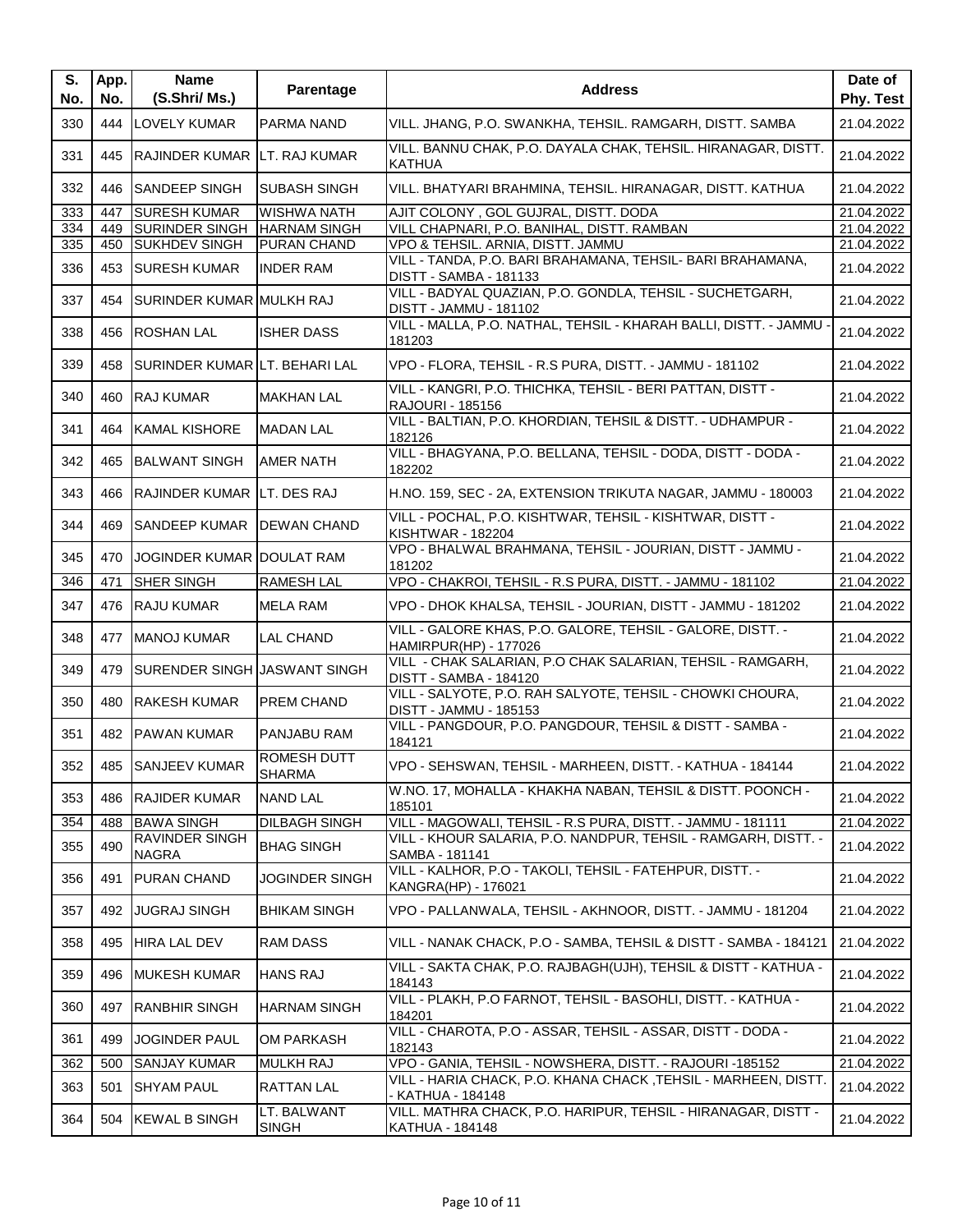| S. No. | App. No. | Name (S.Shri/ Ms.) | Parentage | Address | Date of Phy. Test |
|---|---|---|---|---|---|
| 330 | 444 | LOVELY KUMAR | PARMA NAND | VILL. JHANG, P.O. SWANKHA, TEHSIL. RAMGARH, DISTT. SAMBA | 21.04.2022 |
| 331 | 445 | RAJINDER KUMAR | LT. RAJ KUMAR | VILL. BANNU CHAK, P.O. DAYALA CHAK, TEHSIL. HIRANAGAR, DISTT. KATHUA | 21.04.2022 |
| 332 | 446 | SANDEEP SINGH | SUBASH SINGH | VILL. BHATYARI BRAHMINA, TEHSIL. HIRANAGAR, DISTT. KATHUA | 21.04.2022 |
| 333 | 447 | SURESH KUMAR | WISHWA NATH | AJIT COLONY , GOL GUJRAL, DISTT. DODA | 21.04.2022 |
| 334 | 449 | SURINDER SINGH | HARNAM SINGH | VILL CHAPNARI, P.O. BANIHAL, DISTT. RAMBAN | 21.04.2022 |
| 335 | 450 | SUKHDEV SINGH | PURAN CHAND | VPO & TEHSIL. ARNIA, DISTT. JAMMU | 21.04.2022 |
| 336 | 453 | SURESH KUMAR | INDER RAM | VILL - TANDA, P.O. BARI BRAHAMANA, TEHSIL- BARI BRAHAMANA, DISTT - SAMBA - 181133 | 21.04.2022 |
| 337 | 454 | SURINDER KUMAR | MULKH RAJ | VILL - BADYAL QUAZIAN, P.O. GONDLA, TEHSIL - SUCHETGARH, DISTT - JAMMU - 181102 | 21.04.2022 |
| 338 | 456 | ROSHAN LAL | ISHER DASS | VILL - MALLA, P.O. NATHAL, TEHSIL - KHARAH BALLI, DISTT. - JAMMU - 181203 | 21.04.2022 |
| 339 | 458 | SURINDER KUMAR | LT. BEHARI LAL | VPO - FLORA, TEHSIL - R.S PURA, DISTT. - JAMMU - 181102 | 21.04.2022 |
| 340 | 460 | RAJ KUMAR | MAKHAN LAL | VILL - KANGRI, P.O. THICHKA, TEHSIL - BERI PATTAN, DISTT - RAJOURI - 185156 | 21.04.2022 |
| 341 | 464 | KAMAL KISHORE | MADAN LAL | VILL - BALTIAN, P.O. KHORDIAN, TEHSIL & DISTT. - UDHAMPUR - 182126 | 21.04.2022 |
| 342 | 465 | BALWANT SINGH | AMER NATH | VILL - BHAGYANA, P.O. BELLANA, TEHSIL - DODA, DISTT - DODA - 182202 | 21.04.2022 |
| 343 | 466 | RAJINDER KUMAR | LT. DES RAJ | H.NO. 159, SEC - 2A, EXTENSION TRIKUTA NAGAR, JAMMU - 180003 | 21.04.2022 |
| 344 | 469 | SANDEEP KUMAR | DEWAN CHAND | VILL - POCHAL, P.O. KISHTWAR, TEHSIL - KISHTWAR, DISTT - KISHTWAR - 182204 | 21.04.2022 |
| 345 | 470 | JOGINDER KUMAR | DOULAT RAM | VPO - BHALWAL BRAHMANA, TEHSIL - JOURIAN, DISTT - JAMMU - 181202 | 21.04.2022 |
| 346 | 471 | SHER SINGH | RAMESH LAL | VPO - CHAKROI, TEHSIL - R.S PURA, DISTT. - JAMMU - 181102 | 21.04.2022 |
| 347 | 476 | RAJU KUMAR | MELA RAM | VPO - DHOK KHALSA, TEHSIL - JOURIAN, DISTT - JAMMU - 181202 | 21.04.2022 |
| 348 | 477 | MANOJ KUMAR | LAL CHAND | VILL - GALORE KHAS, P.O. GALORE, TEHSIL - GALORE, DISTT. - HAMIRPUR(HP) - 177026 | 21.04.2022 |
| 349 | 479 | SURENDER SINGH | JASWANT SINGH | VILL - CHAK SALARIAN, P.O CHAK SALARIAN, TEHSIL - RAMGARH, DISTT - SAMBA - 184120 | 21.04.2022 |
| 350 | 480 | RAKESH KUMAR | PREM CHAND | VILL - SALYOTE, P.O. RAH SALYOTE, TEHSIL - CHOWKI CHOURA, DISTT - JAMMU - 185153 | 21.04.2022 |
| 351 | 482 | PAWAN KUMAR | PANJABU RAM | VILL - PANGDOUR, P.O. PANGDOUR, TEHSIL & DISTT - SAMBA - 184121 | 21.04.2022 |
| 352 | 485 | SANJEEV KUMAR | ROMESH DUTT SHARMA | VPO - SEHSWAN, TEHSIL - MARHEEN, DISTT. - KATHUA - 184144 | 21.04.2022 |
| 353 | 486 | RAJIDER KUMAR | NAND LAL | W.NO. 17, MOHALLA - KHAKHA NABAN, TEHSIL & DISTT. POONCH - 185101 | 21.04.2022 |
| 354 | 488 | BAWA SINGH | DILBAGH SINGH | VILL - MAGOWALI, TEHSIL - R.S PURA, DISTT. - JAMMU - 181111 | 21.04.2022 |
| 355 | 490 | RAVINDER SINGH NAGRA | BHAG SINGH | VILL - KHOUR SALARIA, P.O. NANDPUR, TEHSIL - RAMGARH, DISTT. - SAMBA - 181141 | 21.04.2022 |
| 356 | 491 | PURAN CHAND | JOGINDER SINGH | VILL - KALHOR, P.O - TAKOLI, TEHSIL - FATEHPUR, DISTT. - KANGRA(HP) - 176021 | 21.04.2022 |
| 357 | 492 | JUGRAJ SINGH | BHIKAM SINGH | VPO - PALLANWALA, TEHSIL - AKHNOOR, DISTT. - JAMMU - 181204 | 21.04.2022 |
| 358 | 495 | HIRA LAL DEV | RAM DASS | VILL - NANAK CHACK, P.O - SAMBA, TEHSIL & DISTT - SAMBA - 184121 | 21.04.2022 |
| 359 | 496 | MUKESH KUMAR | HANS RAJ | VILL - SAKTA CHAK, P.O. RAJBAGH(UJH), TEHSIL & DISTT - KATHUA - 184143 | 21.04.2022 |
| 360 | 497 | RANBHIR SINGH | HARNAM SINGH | VILL - PLAKH, P.O FARNOT, TEHSIL - BASOHLI, DISTT. - KATHUA - 184201 | 21.04.2022 |
| 361 | 499 | JOGINDER PAUL | OM PARKASH | VILL - CHAROTA, P.O - ASSAR, TEHSIL - ASSAR, DISTT - DODA - 182143 | 21.04.2022 |
| 362 | 500 | SANJAY KUMAR | MULKH RAJ | VPO - GANIA, TEHSIL - NOWSHERA, DISTT. - RAJOURI -185152 | 21.04.2022 |
| 363 | 501 | SHYAM PAUL | RATTAN LAL | VILL - HARIA CHACK, P.O. KHANA CHACK ,TEHSIL - MARHEEN, DISTT. - KATHUA - 184148 | 21.04.2022 |
| 364 | 504 | KEWAL B SINGH | LT. BALWANT SINGH | VILL. MATHRA CHACK, P.O. HARIPUR, TEHSIL - HIRANAGAR, DISTT - KATHUA - 184148 | 21.04.2022 |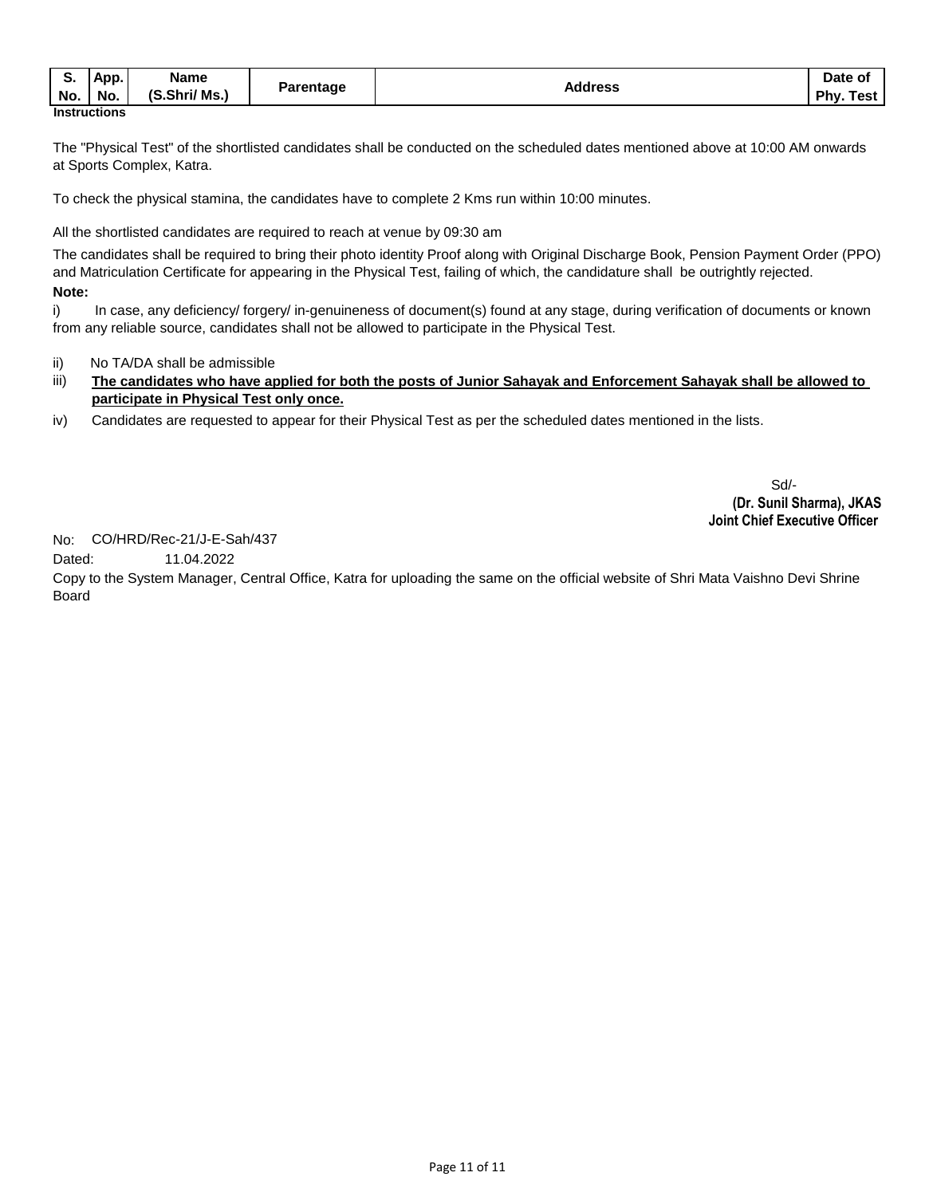| S. No. | App. No. | Name (S.Shri/ Ms.) | Parentage | Address | Date of Phy. Test |
|---|---|---|---|---|---|

**Instructions**

The "Physical Test" of the shortlisted candidates shall be conducted on the scheduled dates mentioned above at 10:00 AM onwards at Sports Complex, Katra.

To check the physical stamina, the candidates have to complete 2 Kms run within 10:00 minutes.

All the shortlisted candidates are required to reach at venue by 09:30 am

The candidates shall be required to bring their photo identity Proof along with Original Discharge Book, Pension Payment Order (PPO) and Matriculation Certificate for appearing in the Physical Test, failing of which, the candidature shall be outrightly rejected.

**Note:**

i) In case, any deficiency/ forgery/ in-genuineness of document(s) found at any stage, during verification of documents or known from any reliable source, candidates shall not be allowed to participate in the Physical Test.

ii) No TA/DA shall be admissible

iii) **The candidates who have applied for both the posts of Junior Sahayak and Enforcement Sahayak shall be allowed to participate in Physical Test only once.**

iv) Candidates are requested to appear for their Physical Test as per the scheduled dates mentioned in the lists.

Sd/-
**(Dr. Sunil Sharma), JKAS**
**Joint Chief Executive Officer**

No: CO/HRD/Rec-21/J-E-Sah/437

Dated: 11.04.2022

Copy to the System Manager, Central Office, Katra for uploading the same on the official website of Shri Mata Vaishno Devi Shrine Board